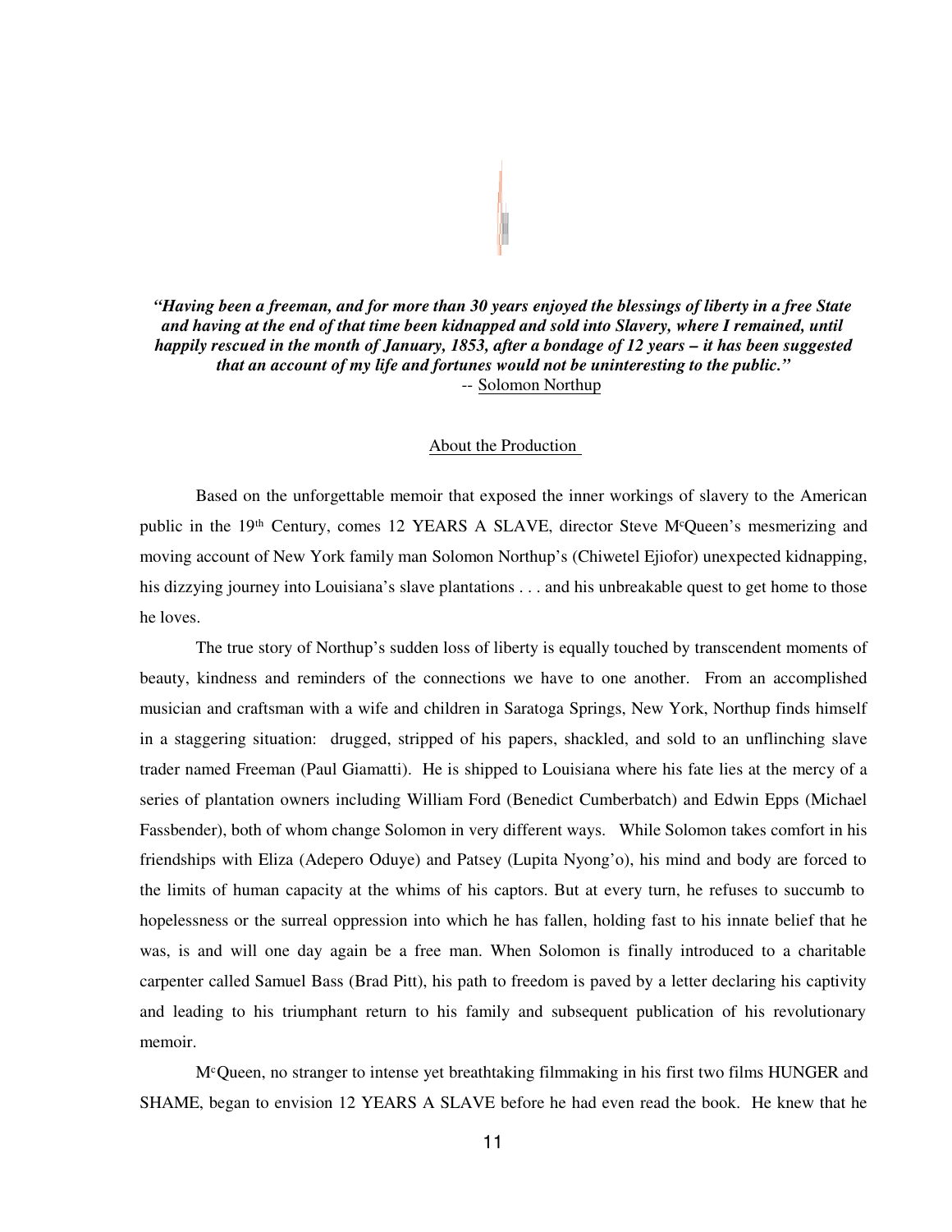***"Having been a freeman, and for more than 30 years enjoyed the blessings of liberty in a free State and having at the end of that time been kidnapped and sold into Slavery, where I remained, until happily rescued in the month of January, 1853, after a bondage of 12 years – it has been suggested that an account of my life and fortunes would not be uninteresting to the public."***
-- Solomon Northup

## About the Production

Based on the unforgettable memoir that exposed the inner workings of slavery to the American public in the 19th Century, comes 12 YEARS A SLAVE, director Steve McQueen's mesmerizing and moving account of New York family man Solomon Northup's (Chiwetel Ejiofor) unexpected kidnapping, his dizzying journey into Louisiana's slave plantations . . . and his unbreakable quest to get home to those he loves.

The true story of Northup's sudden loss of liberty is equally touched by transcendent moments of beauty, kindness and reminders of the connections we have to one another. From an accomplished musician and craftsman with a wife and children in Saratoga Springs, New York, Northup finds himself in a staggering situation: drugged, stripped of his papers, shackled, and sold to an unflinching slave trader named Freeman (Paul Giamatti). He is shipped to Louisiana where his fate lies at the mercy of a series of plantation owners including William Ford (Benedict Cumberbatch) and Edwin Epps (Michael Fassbender), both of whom change Solomon in very different ways. While Solomon takes comfort in his friendships with Eliza (Adepero Oduye) and Patsey (Lupita Nyong'o), his mind and body are forced to the limits of human capacity at the whims of his captors. But at every turn, he refuses to succumb to hopelessness or the surreal oppression into which he has fallen, holding fast to his innate belief that he was, is and will one day again be a free man. When Solomon is finally introduced to a charitable carpenter called Samuel Bass (Brad Pitt), his path to freedom is paved by a letter declaring his captivity and leading to his triumphant return to his family and subsequent publication of his revolutionary memoir.

McQueen, no stranger to intense yet breathtaking filmmaking in his first two films HUNGER and SHAME, began to envision 12 YEARS A SLAVE before he had even read the book. He knew that he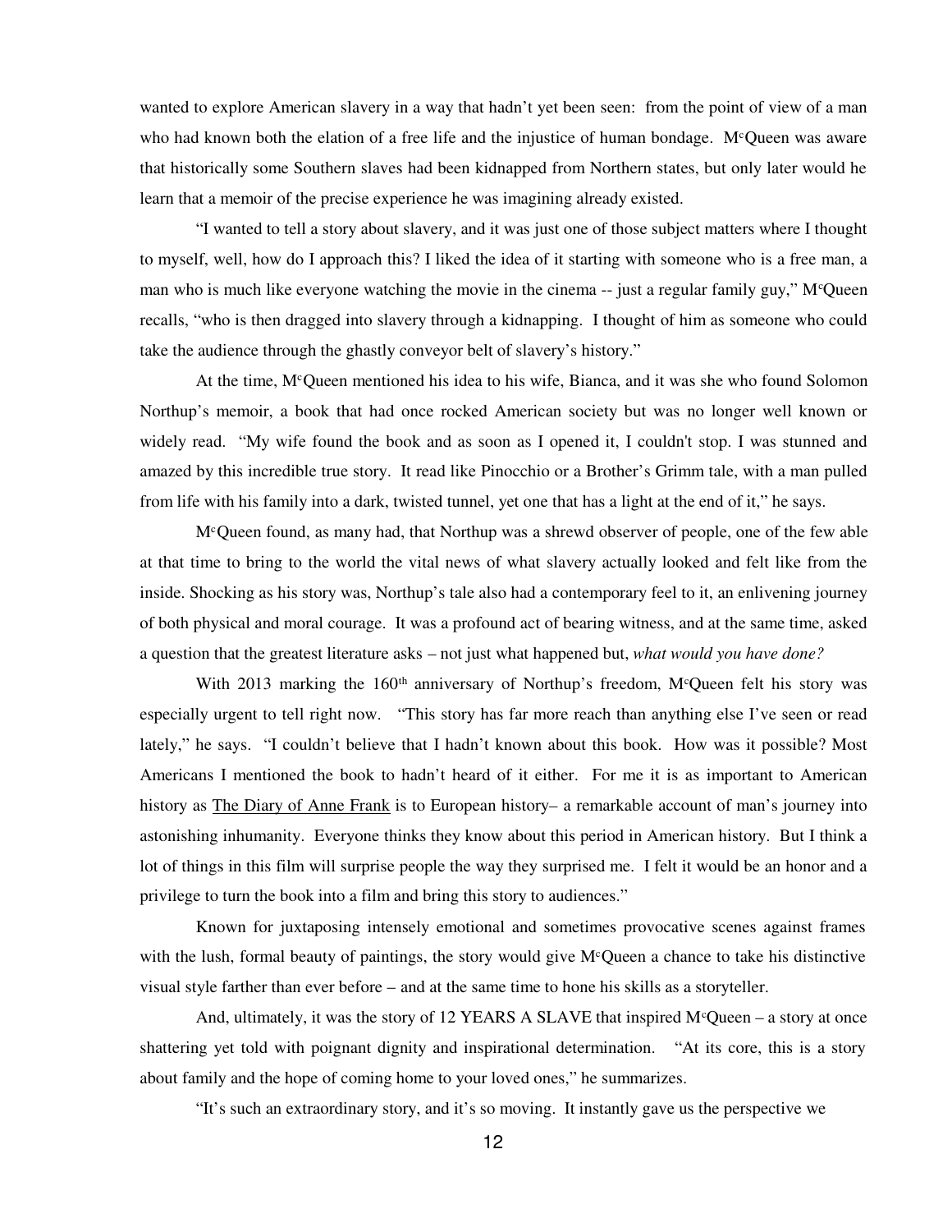wanted to explore American slavery in a way that hadn't yet been seen: from the point of view of a man who had known both the elation of a free life and the injustice of human bondage. McQueen was aware that historically some Southern slaves had been kidnapped from Northern states, but only later would he learn that a memoir of the precise experience he was imagining already existed.

"I wanted to tell a story about slavery, and it was just one of those subject matters where I thought to myself, well, how do I approach this? I liked the idea of it starting with someone who is a free man, a man who is much like everyone watching the movie in the cinema -- just a regular family guy," McQueen recalls, "who is then dragged into slavery through a kidnapping. I thought of him as someone who could take the audience through the ghastly conveyor belt of slavery's history."

At the time, McQueen mentioned his idea to his wife, Bianca, and it was she who found Solomon Northup's memoir, a book that had once rocked American society but was no longer well known or widely read. "My wife found the book and as soon as I opened it, I couldn't stop. I was stunned and amazed by this incredible true story. It read like Pinocchio or a Brother's Grimm tale, with a man pulled from life with his family into a dark, twisted tunnel, yet one that has a light at the end of it," he says.

McQueen found, as many had, that Northup was a shrewd observer of people, one of the few able at that time to bring to the world the vital news of what slavery actually looked and felt like from the inside. Shocking as his story was, Northup's tale also had a contemporary feel to it, an enlivening journey of both physical and moral courage. It was a profound act of bearing witness, and at the same time, asked a question that the greatest literature asks – not just what happened but, *what would you have done?*

With 2013 marking the 160th anniversary of Northup's freedom, McQueen felt his story was especially urgent to tell right now. "This story has far more reach than anything else I've seen or read lately," he says. "I couldn't believe that I hadn't known about this book. How was it possible? Most Americans I mentioned the book to hadn't heard of it either. For me it is as important to American history as The Diary of Anne Frank is to European history– a remarkable account of man's journey into astonishing inhumanity. Everyone thinks they know about this period in American history. But I think a lot of things in this film will surprise people the way they surprised me. I felt it would be an honor and a privilege to turn the book into a film and bring this story to audiences."

Known for juxtaposing intensely emotional and sometimes provocative scenes against frames with the lush, formal beauty of paintings, the story would give McQueen a chance to take his distinctive visual style farther than ever before – and at the same time to hone his skills as a storyteller.

And, ultimately, it was the story of 12 YEARS A SLAVE that inspired McQueen – a story at once shattering yet told with poignant dignity and inspirational determination. "At its core, this is a story about family and the hope of coming home to your loved ones," he summarizes.

"It's such an extraordinary story, and it's so moving. It instantly gave us the perspective we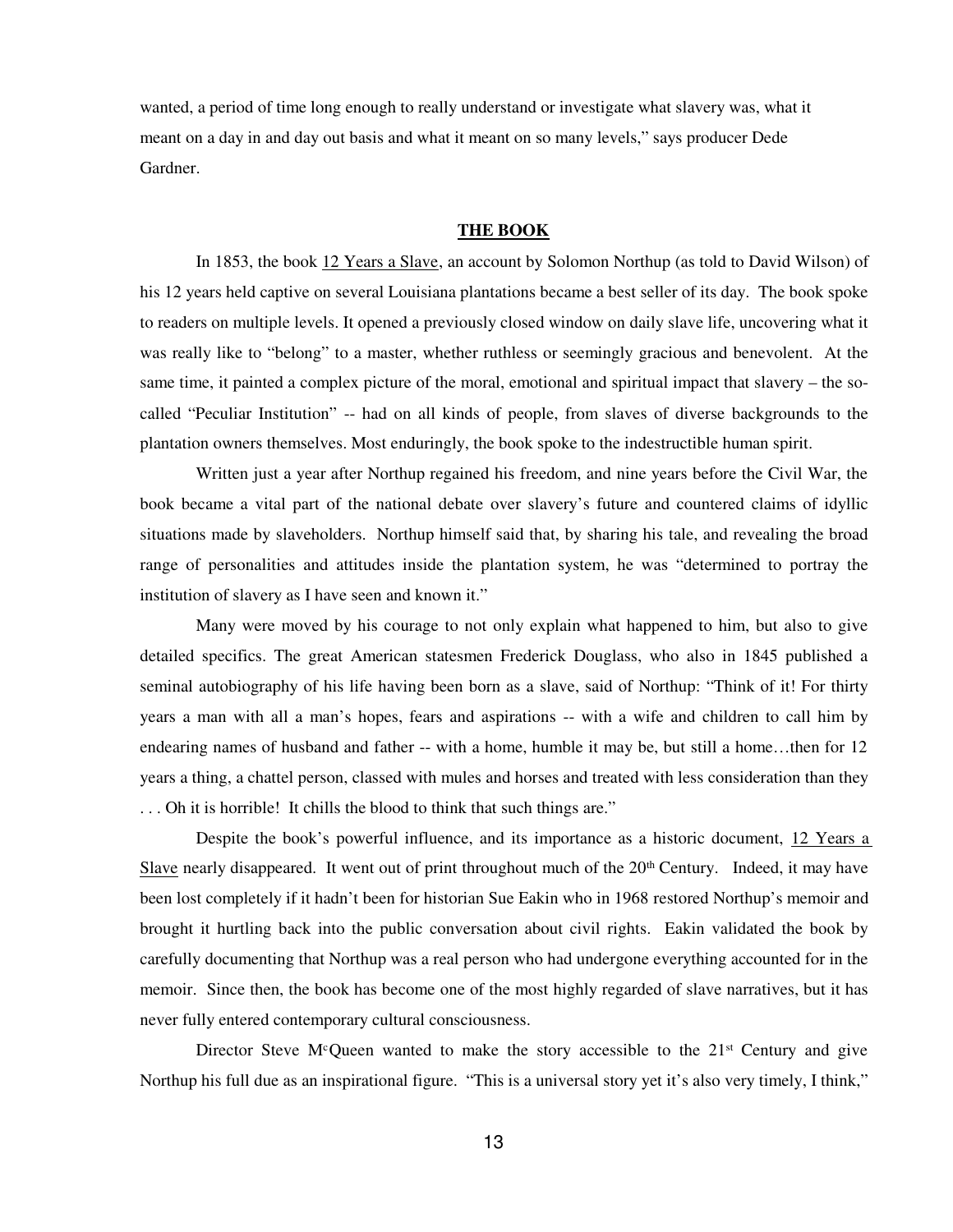wanted, a period of time long enough to really understand or investigate what slavery was, what it meant on a day in and day out basis and what it meant on so many levels," says producer Dede Gardner.

## THE BOOK

In 1853, the book 12 Years a Slave, an account by Solomon Northup (as told to David Wilson) of his 12 years held captive on several Louisiana plantations became a best seller of its day. The book spoke to readers on multiple levels. It opened a previously closed window on daily slave life, uncovering what it was really like to "belong" to a master, whether ruthless or seemingly gracious and benevolent. At the same time, it painted a complex picture of the moral, emotional and spiritual impact that slavery – the so-called "Peculiar Institution" -- had on all kinds of people, from slaves of diverse backgrounds to the plantation owners themselves. Most enduringly, the book spoke to the indestructible human spirit.

Written just a year after Northup regained his freedom, and nine years before the Civil War, the book became a vital part of the national debate over slavery's future and countered claims of idyllic situations made by slaveholders. Northup himself said that, by sharing his tale, and revealing the broad range of personalities and attitudes inside the plantation system, he was "determined to portray the institution of slavery as I have seen and known it."

Many were moved by his courage to not only explain what happened to him, but also to give detailed specifics. The great American statesmen Frederick Douglass, who also in 1845 published a seminal autobiography of his life having been born as a slave, said of Northup: "Think of it! For thirty years a man with all a man's hopes, fears and aspirations -- with a wife and children to call him by endearing names of husband and father -- with a home, humble it may be, but still a home…then for 12 years a thing, a chattel person, classed with mules and horses and treated with less consideration than they . . . Oh it is horrible! It chills the blood to think that such things are."

Despite the book's powerful influence, and its importance as a historic document, 12 Years a Slave nearly disappeared. It went out of print throughout much of the 20th Century. Indeed, it may have been lost completely if it hadn't been for historian Sue Eakin who in 1968 restored Northup's memoir and brought it hurtling back into the public conversation about civil rights. Eakin validated the book by carefully documenting that Northup was a real person who had undergone everything accounted for in the memoir. Since then, the book has become one of the most highly regarded of slave narratives, but it has never fully entered contemporary cultural consciousness.

Director Steve McQueen wanted to make the story accessible to the 21st Century and give Northup his full due as an inspirational figure. "This is a universal story yet it's also very timely, I think,"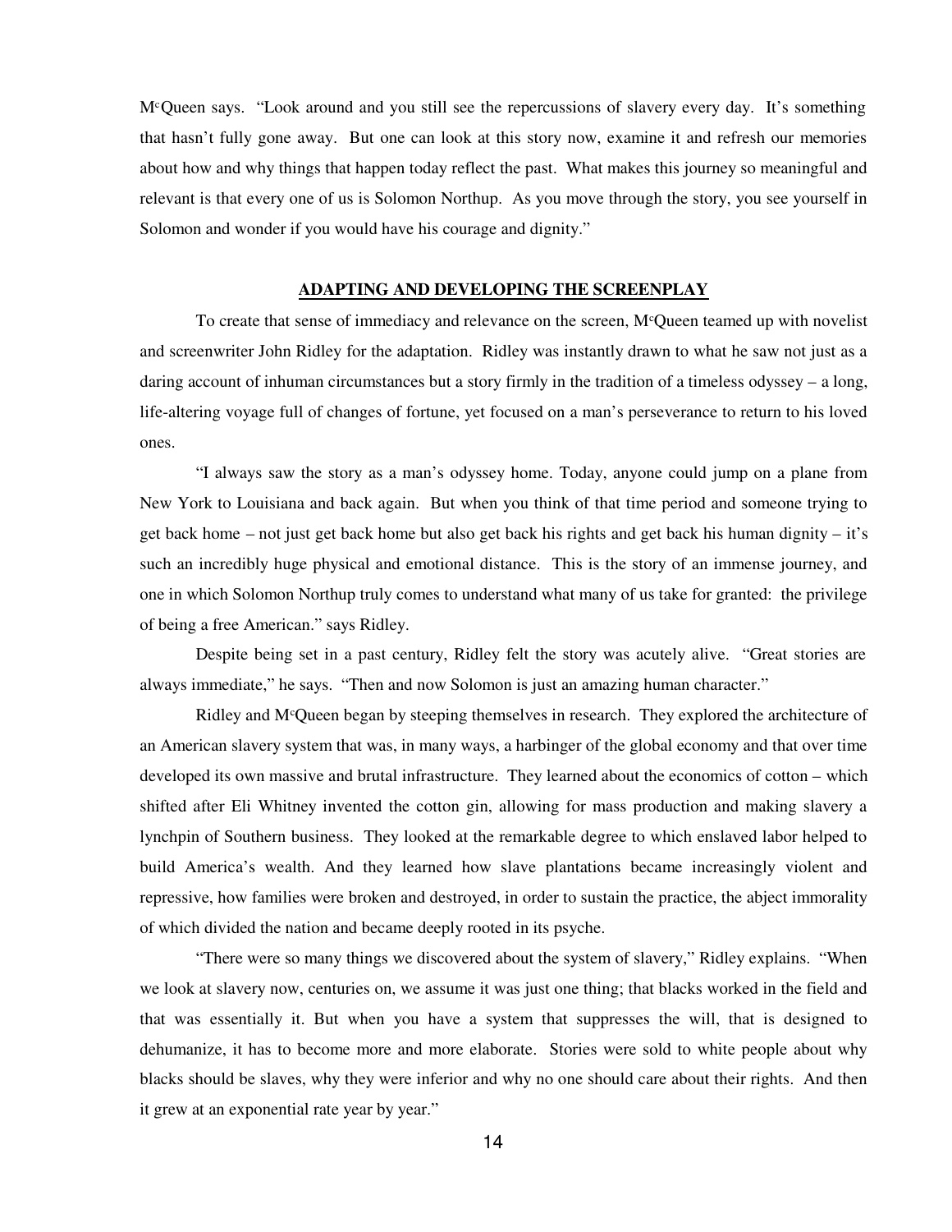McQueen says. "Look around and you still see the repercussions of slavery every day. It's something that hasn't fully gone away. But one can look at this story now, examine it and refresh our memories about how and why things that happen today reflect the past. What makes this journey so meaningful and relevant is that every one of us is Solomon Northup. As you move through the story, you see yourself in Solomon and wonder if you would have his courage and dignity."

## ADAPTING AND DEVELOPING THE SCREENPLAY

To create that sense of immediacy and relevance on the screen, McQueen teamed up with novelist and screenwriter John Ridley for the adaptation. Ridley was instantly drawn to what he saw not just as a daring account of inhuman circumstances but a story firmly in the tradition of a timeless odyssey – a long, life-altering voyage full of changes of fortune, yet focused on a man's perseverance to return to his loved ones.

"I always saw the story as a man's odyssey home. Today, anyone could jump on a plane from New York to Louisiana and back again. But when you think of that time period and someone trying to get back home – not just get back home but also get back his rights and get back his human dignity – it's such an incredibly huge physical and emotional distance. This is the story of an immense journey, and one in which Solomon Northup truly comes to understand what many of us take for granted: the privilege of being a free American." says Ridley.

Despite being set in a past century, Ridley felt the story was acutely alive. "Great stories are always immediate," he says. "Then and now Solomon is just an amazing human character."

Ridley and McQueen began by steeping themselves in research. They explored the architecture of an American slavery system that was, in many ways, a harbinger of the global economy and that over time developed its own massive and brutal infrastructure. They learned about the economics of cotton – which shifted after Eli Whitney invented the cotton gin, allowing for mass production and making slavery a lynchpin of Southern business. They looked at the remarkable degree to which enslaved labor helped to build America's wealth. And they learned how slave plantations became increasingly violent and repressive, how families were broken and destroyed, in order to sustain the practice, the abject immorality of which divided the nation and became deeply rooted in its psyche.

"There were so many things we discovered about the system of slavery," Ridley explains. "When we look at slavery now, centuries on, we assume it was just one thing; that blacks worked in the field and that was essentially it. But when you have a system that suppresses the will, that is designed to dehumanize, it has to become more and more elaborate. Stories were sold to white people about why blacks should be slaves, why they were inferior and why no one should care about their rights. And then it grew at an exponential rate year by year."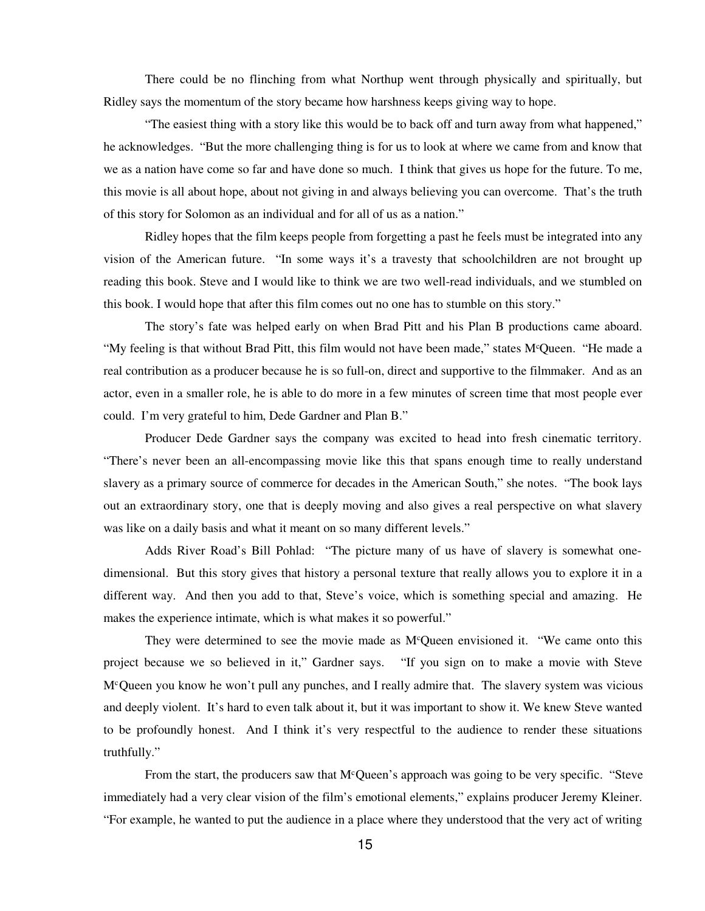There could be no flinching from what Northup went through physically and spiritually, but Ridley says the momentum of the story became how harshness keeps giving way to hope.

"The easiest thing with a story like this would be to back off and turn away from what happened," he acknowledges. "But the more challenging thing is for us to look at where we came from and know that we as a nation have come so far and have done so much. I think that gives us hope for the future. To me, this movie is all about hope, about not giving in and always believing you can overcome. That's the truth of this story for Solomon as an individual and for all of us as a nation."

Ridley hopes that the film keeps people from forgetting a past he feels must be integrated into any vision of the American future. "In some ways it's a travesty that schoolchildren are not brought up reading this book. Steve and I would like to think we are two well-read individuals, and we stumbled on this book. I would hope that after this film comes out no one has to stumble on this story."

The story's fate was helped early on when Brad Pitt and his Plan B productions came aboard. "My feeling is that without Brad Pitt, this film would not have been made," states McQueen. "He made a real contribution as a producer because he is so full-on, direct and supportive to the filmmaker. And as an actor, even in a smaller role, he is able to do more in a few minutes of screen time that most people ever could. I'm very grateful to him, Dede Gardner and Plan B."

Producer Dede Gardner says the company was excited to head into fresh cinematic territory. "There's never been an all-encompassing movie like this that spans enough time to really understand slavery as a primary source of commerce for decades in the American South," she notes. "The book lays out an extraordinary story, one that is deeply moving and also gives a real perspective on what slavery was like on a daily basis and what it meant on so many different levels."

Adds River Road's Bill Pohlad: "The picture many of us have of slavery is somewhat one-dimensional. But this story gives that history a personal texture that really allows you to explore it in a different way. And then you add to that, Steve's voice, which is something special and amazing. He makes the experience intimate, which is what makes it so powerful."

They were determined to see the movie made as McQueen envisioned it. "We came onto this project because we so believed in it," Gardner says. "If you sign on to make a movie with Steve McQueen you know he won't pull any punches, and I really admire that. The slavery system was vicious and deeply violent. It's hard to even talk about it, but it was important to show it. We knew Steve wanted to be profoundly honest. And I think it's very respectful to the audience to render these situations truthfully."

From the start, the producers saw that McQueen's approach was going to be very specific. "Steve immediately had a very clear vision of the film's emotional elements," explains producer Jeremy Kleiner. "For example, he wanted to put the audience in a place where they understood that the very act of writing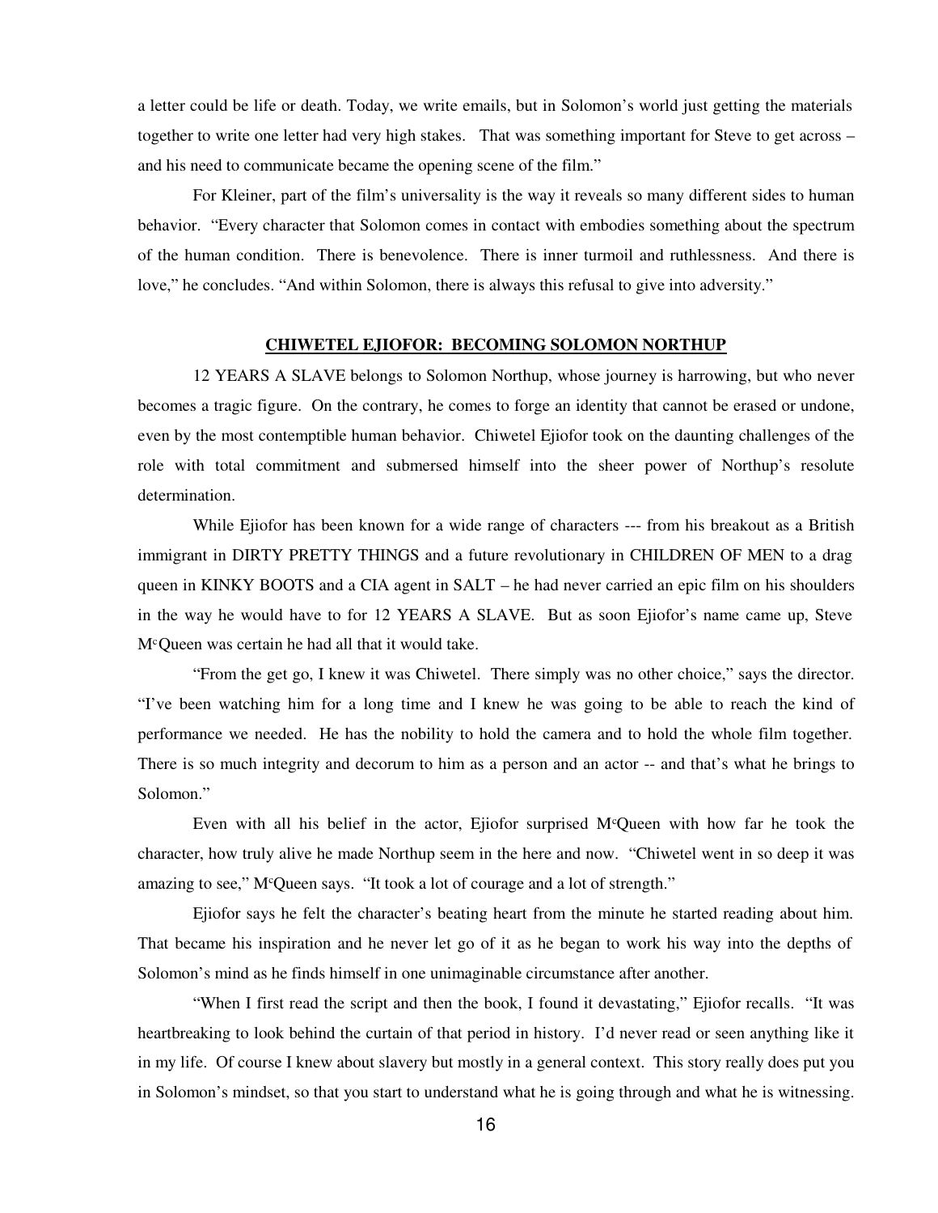a letter could be life or death. Today, we write emails, but in Solomon's world just getting the materials together to write one letter had very high stakes. That was something important for Steve to get across – and his need to communicate became the opening scene of the film."

For Kleiner, part of the film's universality is the way it reveals so many different sides to human behavior. "Every character that Solomon comes in contact with embodies something about the spectrum of the human condition. There is benevolence. There is inner turmoil and ruthlessness. And there is love," he concludes. "And within Solomon, there is always this refusal to give into adversity."

## CHIWETEL EJIOFOR: BECOMING SOLOMON NORTHUP

12 YEARS A SLAVE belongs to Solomon Northup, whose journey is harrowing, but who never becomes a tragic figure. On the contrary, he comes to forge an identity that cannot be erased or undone, even by the most contemptible human behavior. Chiwetel Ejiofor took on the daunting challenges of the role with total commitment and submersed himself into the sheer power of Northup's resolute determination.

While Ejiofor has been known for a wide range of characters --- from his breakout as a British immigrant in DIRTY PRETTY THINGS and a future revolutionary in CHILDREN OF MEN to a drag queen in KINKY BOOTS and a CIA agent in SALT – he had never carried an epic film on his shoulders in the way he would have to for 12 YEARS A SLAVE. But as soon Ejiofor's name came up, Steve McQueen was certain he had all that it would take.

"From the get go, I knew it was Chiwetel. There simply was no other choice," says the director. "I've been watching him for a long time and I knew he was going to be able to reach the kind of performance we needed. He has the nobility to hold the camera and to hold the whole film together. There is so much integrity and decorum to him as a person and an actor -- and that's what he brings to Solomon."

Even with all his belief in the actor, Ejiofor surprised McQueen with how far he took the character, how truly alive he made Northup seem in the here and now. "Chiwetel went in so deep it was amazing to see," McQueen says. "It took a lot of courage and a lot of strength."

Ejiofor says he felt the character's beating heart from the minute he started reading about him. That became his inspiration and he never let go of it as he began to work his way into the depths of Solomon's mind as he finds himself in one unimaginable circumstance after another.

"When I first read the script and then the book, I found it devastating," Ejiofor recalls. "It was heartbreaking to look behind the curtain of that period in history. I'd never read or seen anything like it in my life. Of course I knew about slavery but mostly in a general context. This story really does put you in Solomon's mindset, so that you start to understand what he is going through and what he is witnessing.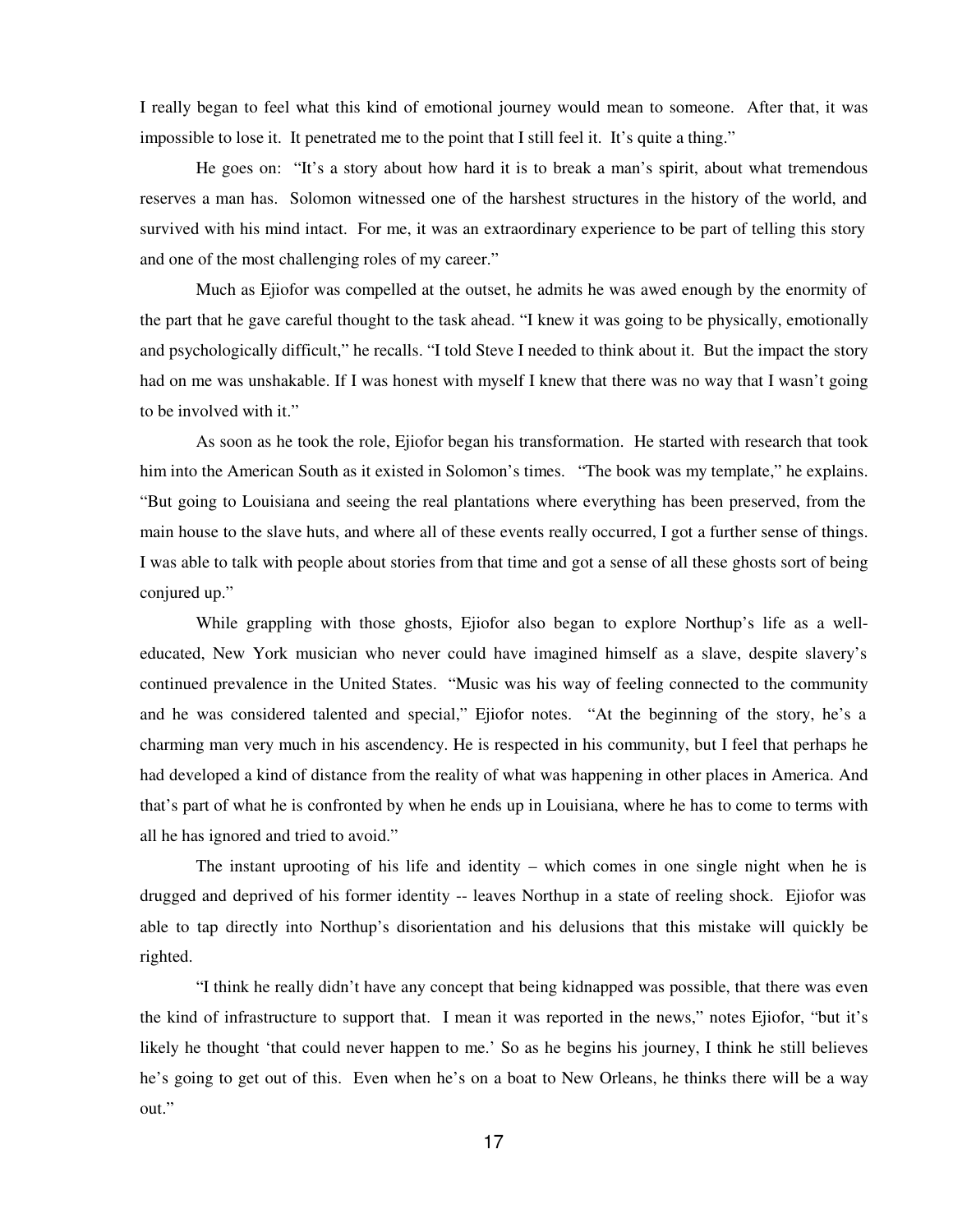I really began to feel what this kind of emotional journey would mean to someone. After that, it was impossible to lose it. It penetrated me to the point that I still feel it. It's quite a thing."

He goes on: "It's a story about how hard it is to break a man's spirit, about what tremendous reserves a man has. Solomon witnessed one of the harshest structures in the history of the world, and survived with his mind intact. For me, it was an extraordinary experience to be part of telling this story and one of the most challenging roles of my career."

Much as Ejiofor was compelled at the outset, he admits he was awed enough by the enormity of the part that he gave careful thought to the task ahead. "I knew it was going to be physically, emotionally and psychologically difficult," he recalls. "I told Steve I needed to think about it. But the impact the story had on me was unshakable. If I was honest with myself I knew that there was no way that I wasn't going to be involved with it."

As soon as he took the role, Ejiofor began his transformation. He started with research that took him into the American South as it existed in Solomon's times. "The book was my template," he explains. "But going to Louisiana and seeing the real plantations where everything has been preserved, from the main house to the slave huts, and where all of these events really occurred, I got a further sense of things. I was able to talk with people about stories from that time and got a sense of all these ghosts sort of being conjured up."

While grappling with those ghosts, Ejiofor also began to explore Northup's life as a well-educated, New York musician who never could have imagined himself as a slave, despite slavery's continued prevalence in the United States. "Music was his way of feeling connected to the community and he was considered talented and special," Ejiofor notes. "At the beginning of the story, he's a charming man very much in his ascendency. He is respected in his community, but I feel that perhaps he had developed a kind of distance from the reality of what was happening in other places in America. And that's part of what he is confronted by when he ends up in Louisiana, where he has to come to terms with all he has ignored and tried to avoid."

The instant uprooting of his life and identity – which comes in one single night when he is drugged and deprived of his former identity -- leaves Northup in a state of reeling shock. Ejiofor was able to tap directly into Northup's disorientation and his delusions that this mistake will quickly be righted.

"I think he really didn't have any concept that being kidnapped was possible, that there was even the kind of infrastructure to support that. I mean it was reported in the news," notes Ejiofor, "but it's likely he thought 'that could never happen to me.' So as he begins his journey, I think he still believes he's going to get out of this. Even when he's on a boat to New Orleans, he thinks there will be a way out."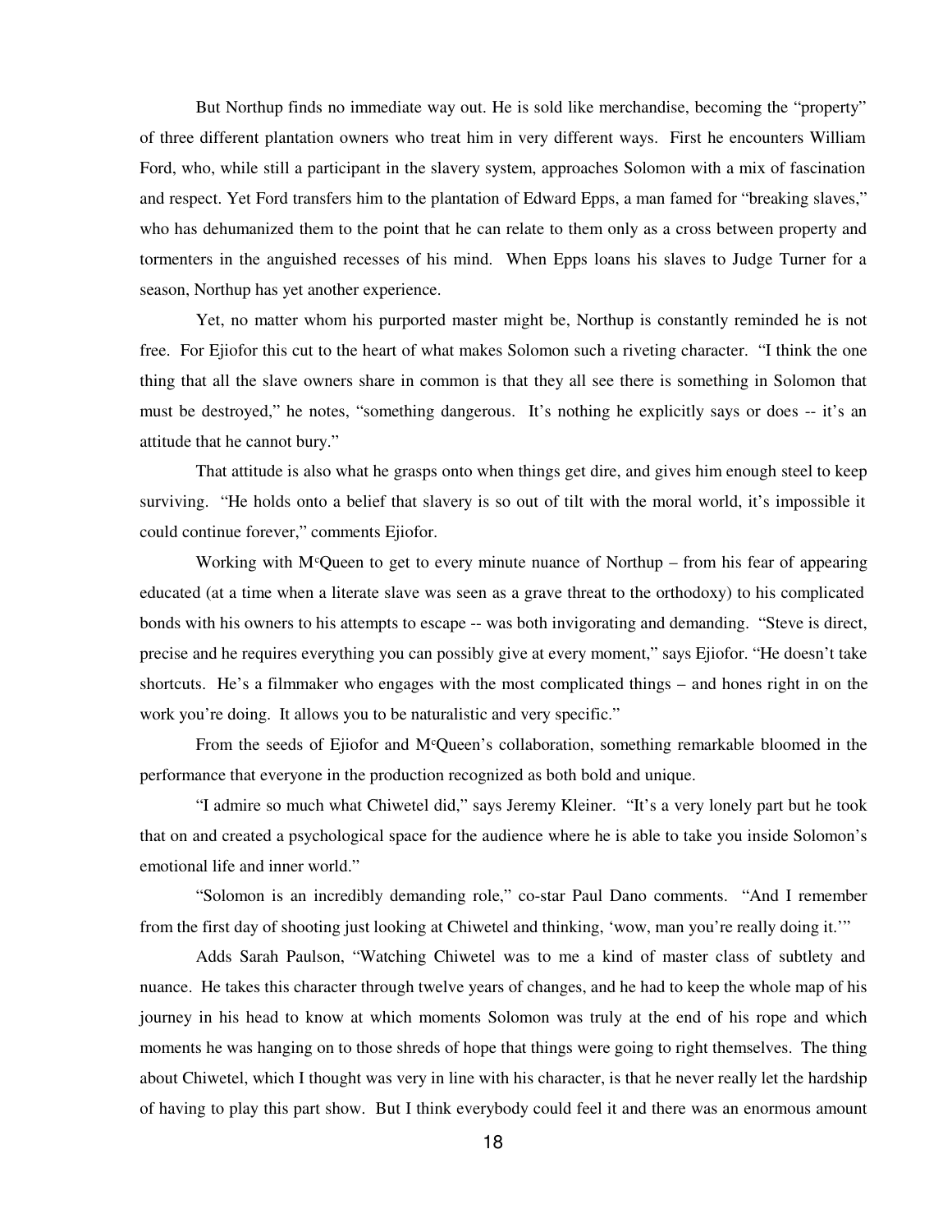But Northup finds no immediate way out. He is sold like merchandise, becoming the "property" of three different plantation owners who treat him in very different ways. First he encounters William Ford, who, while still a participant in the slavery system, approaches Solomon with a mix of fascination and respect. Yet Ford transfers him to the plantation of Edward Epps, a man famed for "breaking slaves," who has dehumanized them to the point that he can relate to them only as a cross between property and tormenters in the anguished recesses of his mind. When Epps loans his slaves to Judge Turner for a season, Northup has yet another experience.

Yet, no matter whom his purported master might be, Northup is constantly reminded he is not free. For Ejiofor this cut to the heart of what makes Solomon such a riveting character. "I think the one thing that all the slave owners share in common is that they all see there is something in Solomon that must be destroyed," he notes, "something dangerous. It's nothing he explicitly says or does -- it's an attitude that he cannot bury."

That attitude is also what he grasps onto when things get dire, and gives him enough steel to keep surviving. "He holds onto a belief that slavery is so out of tilt with the moral world, it's impossible it could continue forever," comments Ejiofor.

Working with McQueen to get to every minute nuance of Northup – from his fear of appearing educated (at a time when a literate slave was seen as a grave threat to the orthodoxy) to his complicated bonds with his owners to his attempts to escape -- was both invigorating and demanding. "Steve is direct, precise and he requires everything you can possibly give at every moment," says Ejiofor. "He doesn't take shortcuts. He's a filmmaker who engages with the most complicated things – and hones right in on the work you're doing. It allows you to be naturalistic and very specific."

From the seeds of Ejiofor and McQueen's collaboration, something remarkable bloomed in the performance that everyone in the production recognized as both bold and unique.

"I admire so much what Chiwetel did," says Jeremy Kleiner. "It's a very lonely part but he took that on and created a psychological space for the audience where he is able to take you inside Solomon's emotional life and inner world."

"Solomon is an incredibly demanding role," co-star Paul Dano comments. "And I remember from the first day of shooting just looking at Chiwetel and thinking, 'wow, man you're really doing it.'"

Adds Sarah Paulson, "Watching Chiwetel was to me a kind of master class of subtlety and nuance. He takes this character through twelve years of changes, and he had to keep the whole map of his journey in his head to know at which moments Solomon was truly at the end of his rope and which moments he was hanging on to those shreds of hope that things were going to right themselves. The thing about Chiwetel, which I thought was very in line with his character, is that he never really let the hardship of having to play this part show. But I think everybody could feel it and there was an enormous amount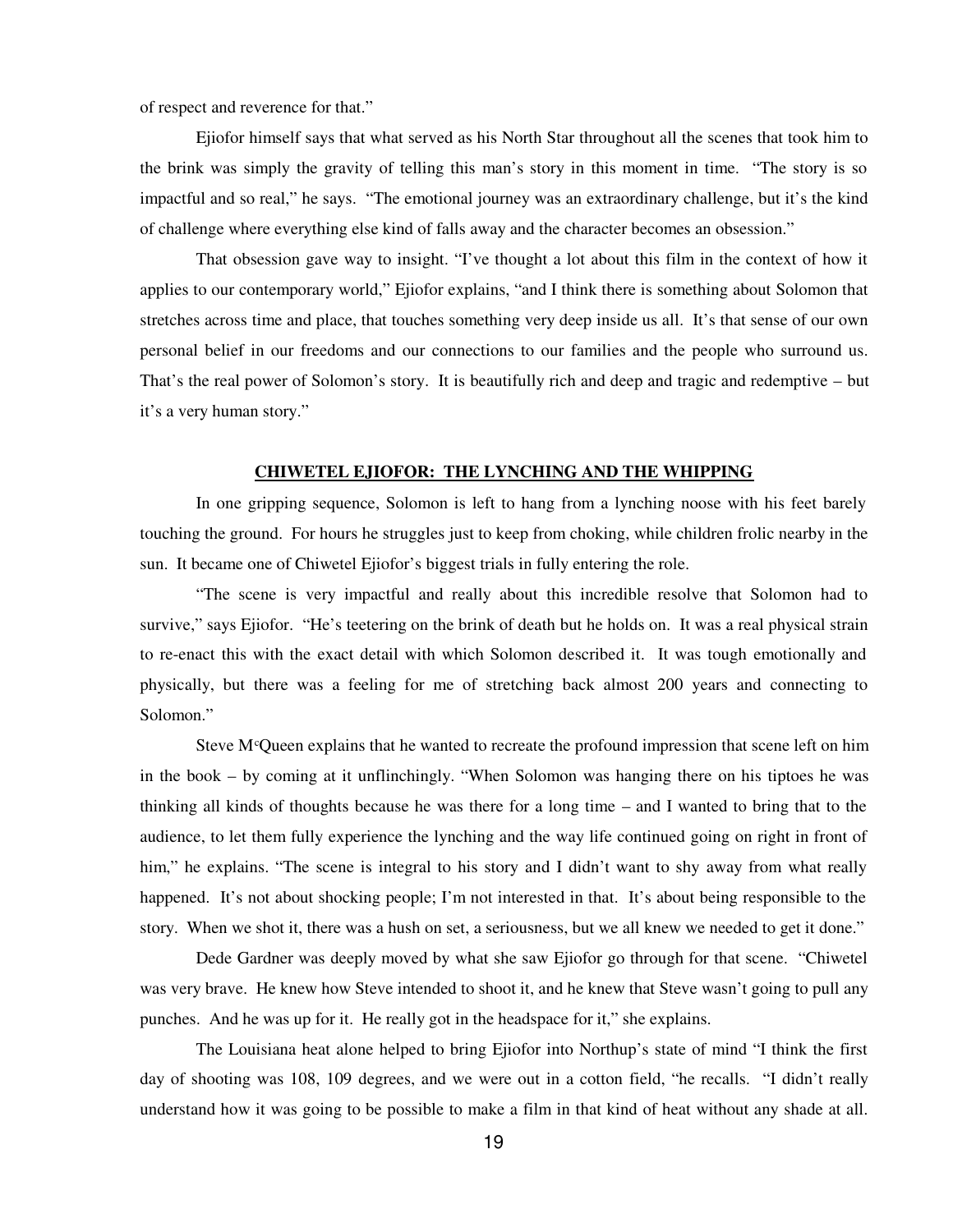of respect and reverence for that."

Ejiofor himself says that what served as his North Star throughout all the scenes that took him to the brink was simply the gravity of telling this man's story in this moment in time. "The story is so impactful and so real," he says. "The emotional journey was an extraordinary challenge, but it's the kind of challenge where everything else kind of falls away and the character becomes an obsession."

That obsession gave way to insight. "I've thought a lot about this film in the context of how it applies to our contemporary world," Ejiofor explains, "and I think there is something about Solomon that stretches across time and place, that touches something very deep inside us all. It's that sense of our own personal belief in our freedoms and our connections to our families and the people who surround us. That's the real power of Solomon's story. It is beautifully rich and deep and tragic and redemptive – but it's a very human story."

## CHIWETEL EJIOFOR: THE LYNCHING AND THE WHIPPING

In one gripping sequence, Solomon is left to hang from a lynching noose with his feet barely touching the ground. For hours he struggles just to keep from choking, while children frolic nearby in the sun. It became one of Chiwetel Ejiofor's biggest trials in fully entering the role.

"The scene is very impactful and really about this incredible resolve that Solomon had to survive," says Ejiofor. "He's teetering on the brink of death but he holds on. It was a real physical strain to re-enact this with the exact detail with which Solomon described it. It was tough emotionally and physically, but there was a feeling for me of stretching back almost 200 years and connecting to Solomon."

Steve McQueen explains that he wanted to recreate the profound impression that scene left on him in the book – by coming at it unflinchingly. "When Solomon was hanging there on his tiptoes he was thinking all kinds of thoughts because he was there for a long time – and I wanted to bring that to the audience, to let them fully experience the lynching and the way life continued going on right in front of him," he explains. "The scene is integral to his story and I didn't want to shy away from what really happened. It's not about shocking people; I'm not interested in that. It's about being responsible to the story. When we shot it, there was a hush on set, a seriousness, but we all knew we needed to get it done."

Dede Gardner was deeply moved by what she saw Ejiofor go through for that scene. "Chiwetel was very brave. He knew how Steve intended to shoot it, and he knew that Steve wasn't going to pull any punches. And he was up for it. He really got in the headspace for it," she explains.

The Louisiana heat alone helped to bring Ejiofor into Northup's state of mind "I think the first day of shooting was 108, 109 degrees, and we were out in a cotton field, "he recalls. "I didn't really understand how it was going to be possible to make a film in that kind of heat without any shade at all.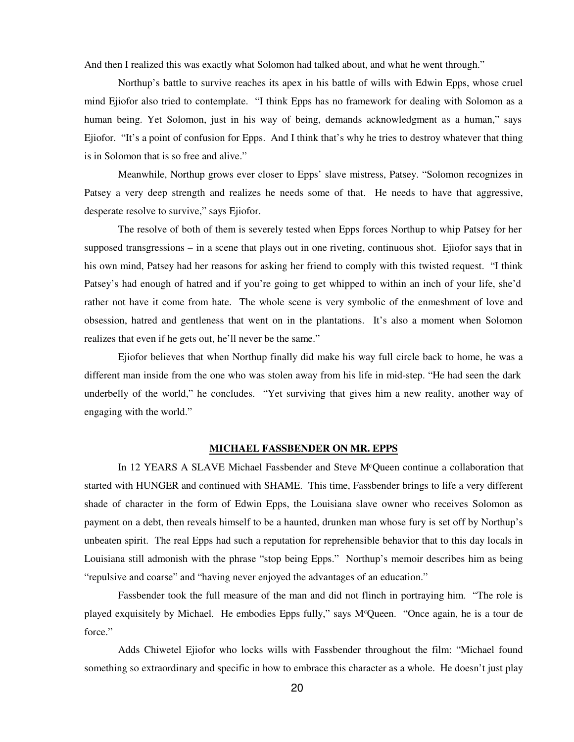And then I realized this was exactly what Solomon had talked about, and what he went through."

Northup's battle to survive reaches its apex in his battle of wills with Edwin Epps, whose cruel mind Ejiofor also tried to contemplate. "I think Epps has no framework for dealing with Solomon as a human being. Yet Solomon, just in his way of being, demands acknowledgment as a human," says Ejiofor. "It's a point of confusion for Epps. And I think that's why he tries to destroy whatever that thing is in Solomon that is so free and alive."

Meanwhile, Northup grows ever closer to Epps' slave mistress, Patsey. "Solomon recognizes in Patsey a very deep strength and realizes he needs some of that. He needs to have that aggressive, desperate resolve to survive," says Ejiofor.

The resolve of both of them is severely tested when Epps forces Northup to whip Patsey for her supposed transgressions – in a scene that plays out in one riveting, continuous shot. Ejiofor says that in his own mind, Patsey had her reasons for asking her friend to comply with this twisted request. "I think Patsey's had enough of hatred and if you're going to get whipped to within an inch of your life, she'd rather not have it come from hate. The whole scene is very symbolic of the enmeshment of love and obsession, hatred and gentleness that went on in the plantations. It's also a moment when Solomon realizes that even if he gets out, he'll never be the same."

Ejiofor believes that when Northup finally did make his way full circle back to home, he was a different man inside from the one who was stolen away from his life in mid-step. "He had seen the dark underbelly of the world," he concludes. "Yet surviving that gives him a new reality, another way of engaging with the world."

## MICHAEL FASSBENDER ON MR. EPPS

In 12 YEARS A SLAVE Michael Fassbender and Steve McQueen continue a collaboration that started with HUNGER and continued with SHAME. This time, Fassbender brings to life a very different shade of character in the form of Edwin Epps, the Louisiana slave owner who receives Solomon as payment on a debt, then reveals himself to be a haunted, drunken man whose fury is set off by Northup's unbeaten spirit. The real Epps had such a reputation for reprehensible behavior that to this day locals in Louisiana still admonish with the phrase "stop being Epps." Northup's memoir describes him as being "repulsive and coarse" and "having never enjoyed the advantages of an education."

Fassbender took the full measure of the man and did not flinch in portraying him. "The role is played exquisitely by Michael. He embodies Epps fully," says McQueen. "Once again, he is a tour de force."

Adds Chiwetel Ejiofor who locks wills with Fassbender throughout the film: "Michael found something so extraordinary and specific in how to embrace this character as a whole. He doesn't just play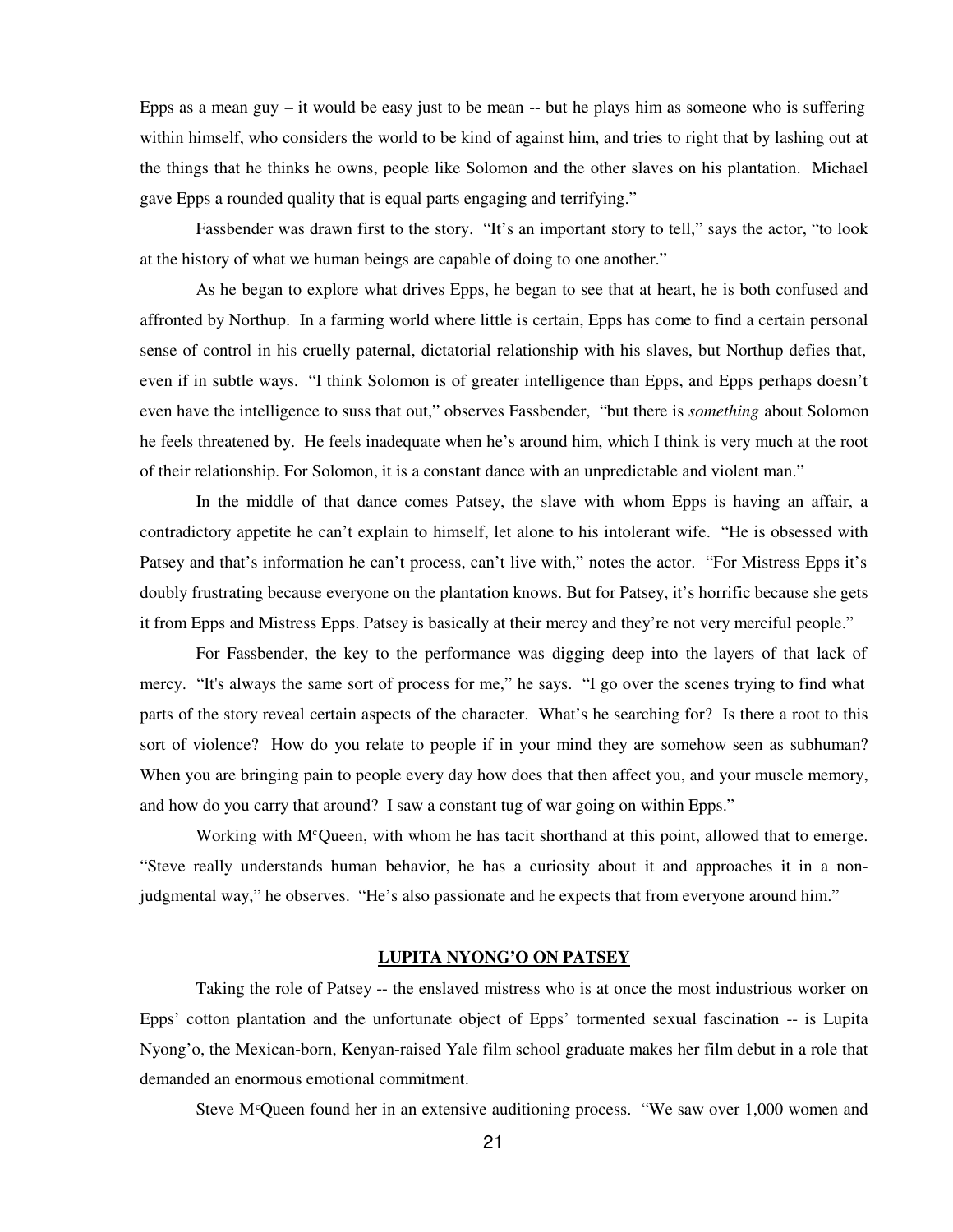Epps as a mean guy – it would be easy just to be mean -- but he plays him as someone who is suffering within himself, who considers the world to be kind of against him, and tries to right that by lashing out at the things that he thinks he owns, people like Solomon and the other slaves on his plantation. Michael gave Epps a rounded quality that is equal parts engaging and terrifying."

Fassbender was drawn first to the story. "It's an important story to tell," says the actor, "to look at the history of what we human beings are capable of doing to one another."

As he began to explore what drives Epps, he began to see that at heart, he is both confused and affronted by Northup. In a farming world where little is certain, Epps has come to find a certain personal sense of control in his cruelly paternal, dictatorial relationship with his slaves, but Northup defies that, even if in subtle ways. "I think Solomon is of greater intelligence than Epps, and Epps perhaps doesn't even have the intelligence to suss that out," observes Fassbender, "but there is *something* about Solomon he feels threatened by. He feels inadequate when he's around him, which I think is very much at the root of their relationship. For Solomon, it is a constant dance with an unpredictable and violent man."

In the middle of that dance comes Patsey, the slave with whom Epps is having an affair, a contradictory appetite he can't explain to himself, let alone to his intolerant wife. "He is obsessed with Patsey and that's information he can't process, can't live with," notes the actor. "For Mistress Epps it's doubly frustrating because everyone on the plantation knows. But for Patsey, it's horrific because she gets it from Epps and Mistress Epps. Patsey is basically at their mercy and they're not very merciful people."

For Fassbender, the key to the performance was digging deep into the layers of that lack of mercy. "It's always the same sort of process for me," he says. "I go over the scenes trying to find what parts of the story reveal certain aspects of the character. What's he searching for? Is there a root to this sort of violence? How do you relate to people if in your mind they are somehow seen as subhuman? When you are bringing pain to people every day how does that then affect you, and your muscle memory, and how do you carry that around? I saw a constant tug of war going on within Epps."

Working with McQueen, with whom he has tacit shorthand at this point, allowed that to emerge. "Steve really understands human behavior, he has a curiosity about it and approaches it in a non-judgmental way," he observes. "He's also passionate and he expects that from everyone around him."

## LUPITA NYONG'O ON PATSEY

Taking the role of Patsey -- the enslaved mistress who is at once the most industrious worker on Epps' cotton plantation and the unfortunate object of Epps' tormented sexual fascination -- is Lupita Nyong'o, the Mexican-born, Kenyan-raised Yale film school graduate makes her film debut in a role that demanded an enormous emotional commitment.

Steve McQueen found her in an extensive auditioning process. "We saw over 1,000 women and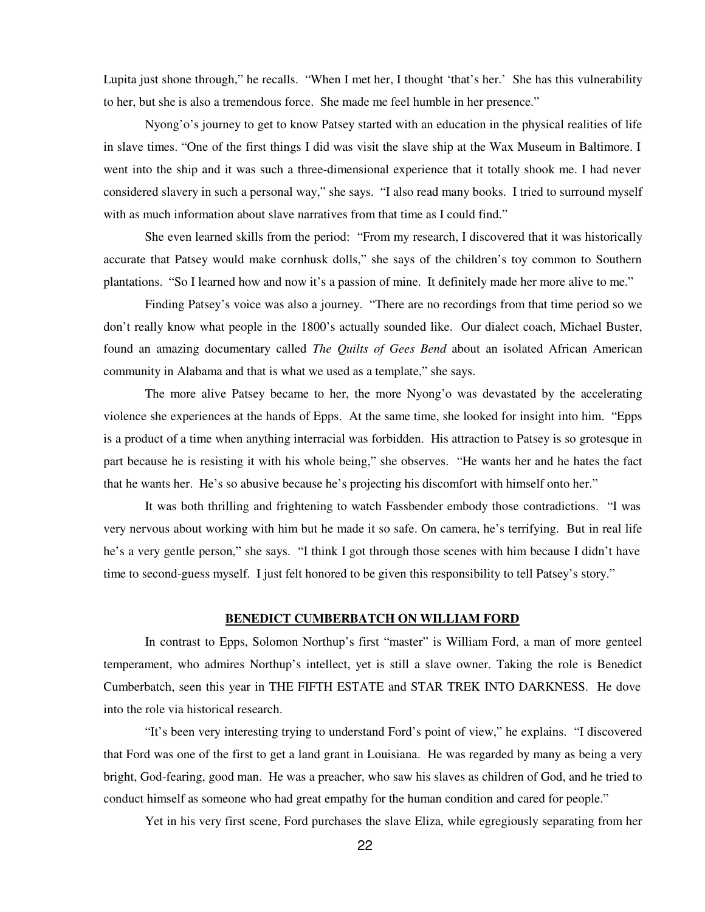Lupita just shone through," he recalls. "When I met her, I thought 'that's her.' She has this vulnerability to her, but she is also a tremendous force. She made me feel humble in her presence."

Nyong'o's journey to get to know Patsey started with an education in the physical realities of life in slave times. "One of the first things I did was visit the slave ship at the Wax Museum in Baltimore. I went into the ship and it was such a three-dimensional experience that it totally shook me. I had never considered slavery in such a personal way," she says. "I also read many books. I tried to surround myself with as much information about slave narratives from that time as I could find."

She even learned skills from the period: "From my research, I discovered that it was historically accurate that Patsey would make cornhusk dolls," she says of the children's toy common to Southern plantations. "So I learned how and now it's a passion of mine. It definitely made her more alive to me."

Finding Patsey's voice was also a journey. "There are no recordings from that time period so we don't really know what people in the 1800's actually sounded like. Our dialect coach, Michael Buster, found an amazing documentary called *The Quilts of Gees Bend* about an isolated African American community in Alabama and that is what we used as a template," she says.

The more alive Patsey became to her, the more Nyong'o was devastated by the accelerating violence she experiences at the hands of Epps. At the same time, she looked for insight into him. "Epps is a product of a time when anything interracial was forbidden. His attraction to Patsey is so grotesque in part because he is resisting it with his whole being," she observes. "He wants her and he hates the fact that he wants her. He's so abusive because he's projecting his discomfort with himself onto her."

It was both thrilling and frightening to watch Fassbender embody those contradictions. "I was very nervous about working with him but he made it so safe. On camera, he's terrifying. But in real life he's a very gentle person," she says. "I think I got through those scenes with him because I didn't have time to second-guess myself. I just felt honored to be given this responsibility to tell Patsey's story."

## BENEDICT CUMBERBATCH ON WILLIAM FORD

In contrast to Epps, Solomon Northup's first "master" is William Ford, a man of more genteel temperament, who admires Northup's intellect, yet is still a slave owner. Taking the role is Benedict Cumberbatch, seen this year in THE FIFTH ESTATE and STAR TREK INTO DARKNESS. He dove into the role via historical research.

"It's been very interesting trying to understand Ford's point of view," he explains. "I discovered that Ford was one of the first to get a land grant in Louisiana. He was regarded by many as being a very bright, God-fearing, good man. He was a preacher, who saw his slaves as children of God, and he tried to conduct himself as someone who had great empathy for the human condition and cared for people."

Yet in his very first scene, Ford purchases the slave Eliza, while egregiously separating from her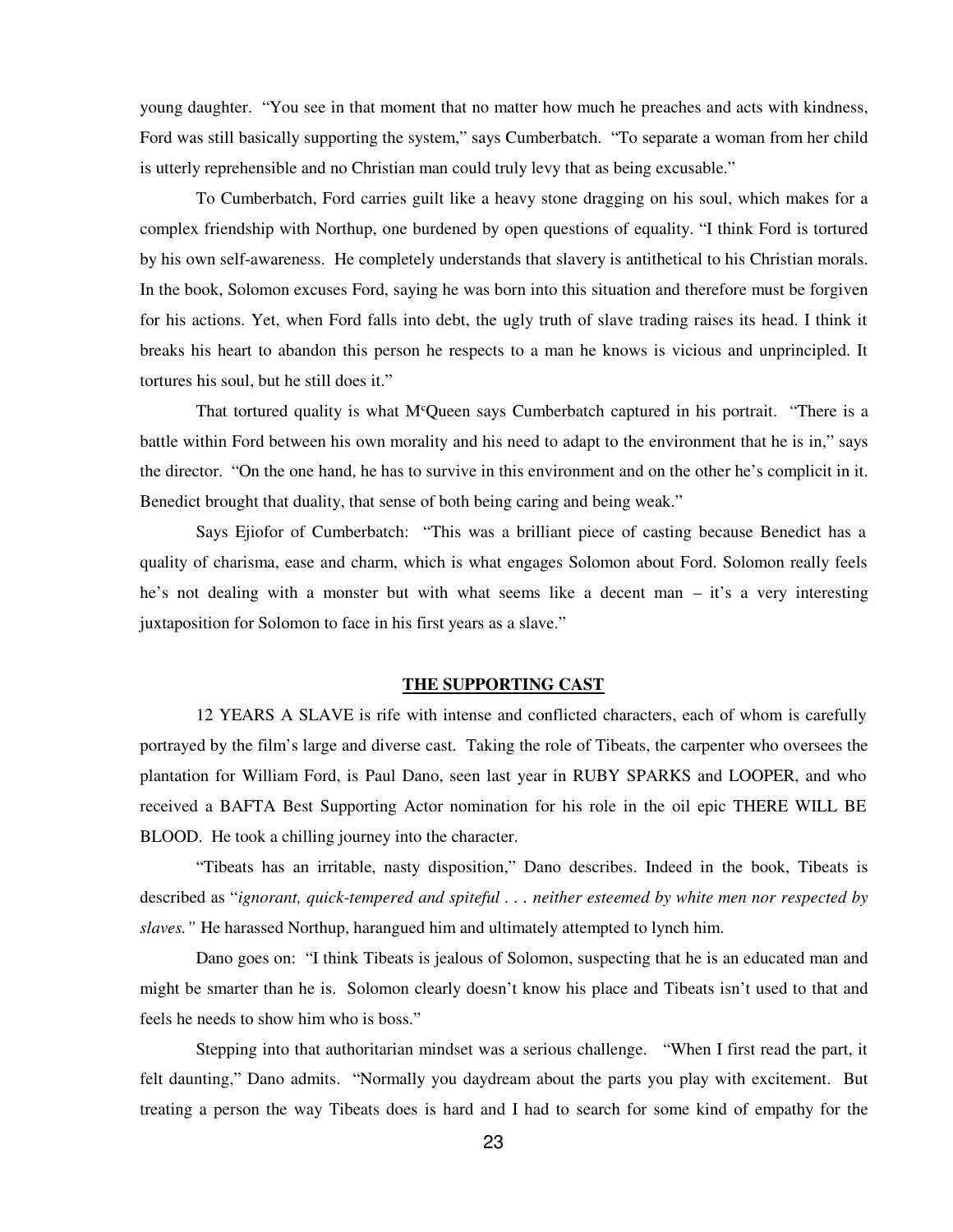young daughter. "You see in that moment that no matter how much he preaches and acts with kindness, Ford was still basically supporting the system," says Cumberbatch. "To separate a woman from her child is utterly reprehensible and no Christian man could truly levy that as being excusable."

To Cumberbatch, Ford carries guilt like a heavy stone dragging on his soul, which makes for a complex friendship with Northup, one burdened by open questions of equality. "I think Ford is tortured by his own self-awareness. He completely understands that slavery is antithetical to his Christian morals. In the book, Solomon excuses Ford, saying he was born into this situation and therefore must be forgiven for his actions. Yet, when Ford falls into debt, the ugly truth of slave trading raises its head. I think it breaks his heart to abandon this person he respects to a man he knows is vicious and unprincipled. It tortures his soul, but he still does it."

That tortured quality is what McQueen says Cumberbatch captured in his portrait. "There is a battle within Ford between his own morality and his need to adapt to the environment that he is in," says the director. "On the one hand, he has to survive in this environment and on the other he's complicit in it. Benedict brought that duality, that sense of both being caring and being weak."

Says Ejiofor of Cumberbatch: "This was a brilliant piece of casting because Benedict has a quality of charisma, ease and charm, which is what engages Solomon about Ford. Solomon really feels he's not dealing with a monster but with what seems like a decent man – it's a very interesting juxtaposition for Solomon to face in his first years as a slave."

## THE SUPPORTING CAST

12 YEARS A SLAVE is rife with intense and conflicted characters, each of whom is carefully portrayed by the film's large and diverse cast. Taking the role of Tibeats, the carpenter who oversees the plantation for William Ford, is Paul Dano, seen last year in RUBY SPARKS and LOOPER, and who received a BAFTA Best Supporting Actor nomination for his role in the oil epic THERE WILL BE BLOOD. He took a chilling journey into the character.

"Tibeats has an irritable, nasty disposition," Dano describes. Indeed in the book, Tibeats is described as "*ignorant, quick-tempered and spiteful . . . neither esteemed by white men nor respected by slaves."* He harassed Northup, harangued him and ultimately attempted to lynch him.

Dano goes on: "I think Tibeats is jealous of Solomon, suspecting that he is an educated man and might be smarter than he is. Solomon clearly doesn't know his place and Tibeats isn't used to that and feels he needs to show him who is boss."

Stepping into that authoritarian mindset was a serious challenge. "When I first read the part, it felt daunting," Dano admits. "Normally you daydream about the parts you play with excitement. But treating a person the way Tibeats does is hard and I had to search for some kind of empathy for the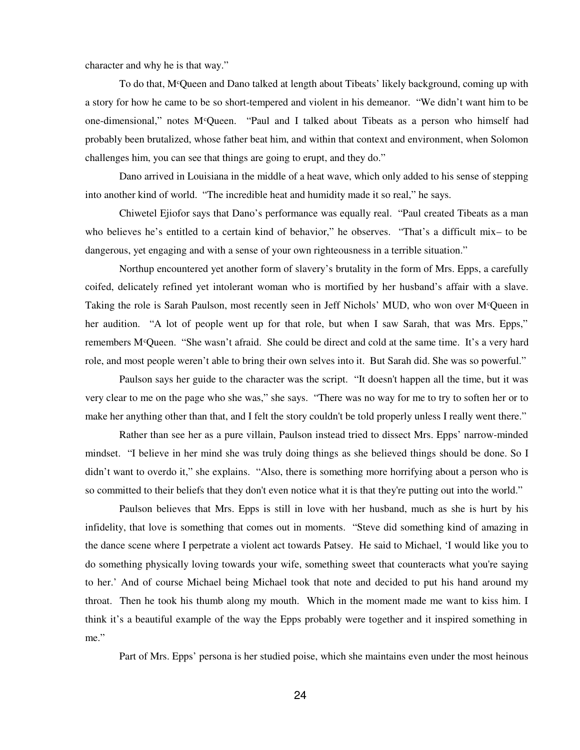character and why he is that way."

To do that, McQueen and Dano talked at length about Tibeats' likely background, coming up with a story for how he came to be so short-tempered and violent in his demeanor. "We didn't want him to be one-dimensional," notes McQueen. "Paul and I talked about Tibeats as a person who himself had probably been brutalized, whose father beat him, and within that context and environment, when Solomon challenges him, you can see that things are going to erupt, and they do."

Dano arrived in Louisiana in the middle of a heat wave, which only added to his sense of stepping into another kind of world. "The incredible heat and humidity made it so real," he says.

Chiwetel Ejiofor says that Dano's performance was equally real. "Paul created Tibeats as a man who believes he's entitled to a certain kind of behavior," he observes. "That's a difficult mix– to be dangerous, yet engaging and with a sense of your own righteousness in a terrible situation."

Northup encountered yet another form of slavery's brutality in the form of Mrs. Epps, a carefully coifed, delicately refined yet intolerant woman who is mortified by her husband's affair with a slave. Taking the role is Sarah Paulson, most recently seen in Jeff Nichols' MUD, who won over McQueen in her audition. "A lot of people went up for that role, but when I saw Sarah, that was Mrs. Epps," remembers McQueen. "She wasn't afraid. She could be direct and cold at the same time. It's a very hard role, and most people weren't able to bring their own selves into it. But Sarah did. She was so powerful."

Paulson says her guide to the character was the script. "It doesn't happen all the time, but it was very clear to me on the page who she was," she says. "There was no way for me to try to soften her or to make her anything other than that, and I felt the story couldn't be told properly unless I really went there."

Rather than see her as a pure villain, Paulson instead tried to dissect Mrs. Epps' narrow-minded mindset. "I believe in her mind she was truly doing things as she believed things should be done. So I didn't want to overdo it," she explains. "Also, there is something more horrifying about a person who is so committed to their beliefs that they don't even notice what it is that they're putting out into the world."

Paulson believes that Mrs. Epps is still in love with her husband, much as she is hurt by his infidelity, that love is something that comes out in moments. "Steve did something kind of amazing in the dance scene where I perpetrate a violent act towards Patsey. He said to Michael, 'I would like you to do something physically loving towards your wife, something sweet that counteracts what you're saying to her.' And of course Michael being Michael took that note and decided to put his hand around my throat. Then he took his thumb along my mouth. Which in the moment made me want to kiss him. I think it's a beautiful example of the way the Epps probably were together and it inspired something in me."

Part of Mrs. Epps' persona is her studied poise, which she maintains even under the most heinous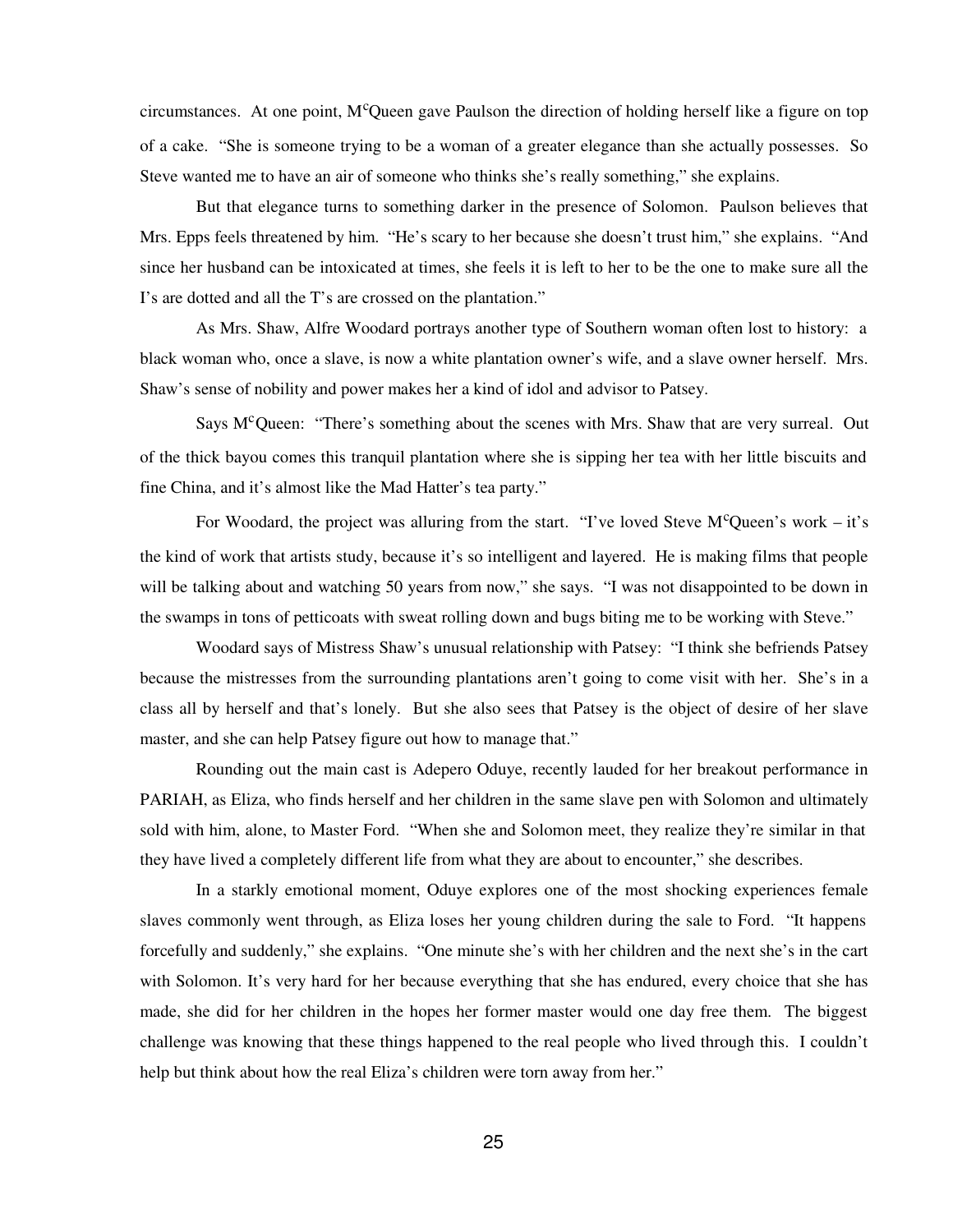circumstances. At one point, McQueen gave Paulson the direction of holding herself like a figure on top of a cake. "She is someone trying to be a woman of a greater elegance than she actually possesses. So Steve wanted me to have an air of someone who thinks she's really something," she explains.

But that elegance turns to something darker in the presence of Solomon. Paulson believes that Mrs. Epps feels threatened by him. "He's scary to her because she doesn't trust him," she explains. "And since her husband can be intoxicated at times, she feels it is left to her to be the one to make sure all the I's are dotted and all the T's are crossed on the plantation."

As Mrs. Shaw, Alfre Woodard portrays another type of Southern woman often lost to history: a black woman who, once a slave, is now a white plantation owner's wife, and a slave owner herself. Mrs. Shaw's sense of nobility and power makes her a kind of idol and advisor to Patsey.

Says McQueen: "There's something about the scenes with Mrs. Shaw that are very surreal. Out of the thick bayou comes this tranquil plantation where she is sipping her tea with her little biscuits and fine China, and it's almost like the Mad Hatter's tea party."

For Woodard, the project was alluring from the start. "I've loved Steve McQueen's work – it's the kind of work that artists study, because it's so intelligent and layered. He is making films that people will be talking about and watching 50 years from now," she says. "I was not disappointed to be down in the swamps in tons of petticoats with sweat rolling down and bugs biting me to be working with Steve."

Woodard says of Mistress Shaw's unusual relationship with Patsey: "I think she befriends Patsey because the mistresses from the surrounding plantations aren't going to come visit with her. She's in a class all by herself and that's lonely. But she also sees that Patsey is the object of desire of her slave master, and she can help Patsey figure out how to manage that."

Rounding out the main cast is Adepero Oduye, recently lauded for her breakout performance in PARIAH, as Eliza, who finds herself and her children in the same slave pen with Solomon and ultimately sold with him, alone, to Master Ford. "When she and Solomon meet, they realize they're similar in that they have lived a completely different life from what they are about to encounter," she describes.

In a starkly emotional moment, Oduye explores one of the most shocking experiences female slaves commonly went through, as Eliza loses her young children during the sale to Ford. "It happens forcefully and suddenly," she explains. "One minute she's with her children and the next she's in the cart with Solomon. It's very hard for her because everything that she has endured, every choice that she has made, she did for her children in the hopes her former master would one day free them. The biggest challenge was knowing that these things happened to the real people who lived through this. I couldn't help but think about how the real Eliza's children were torn away from her."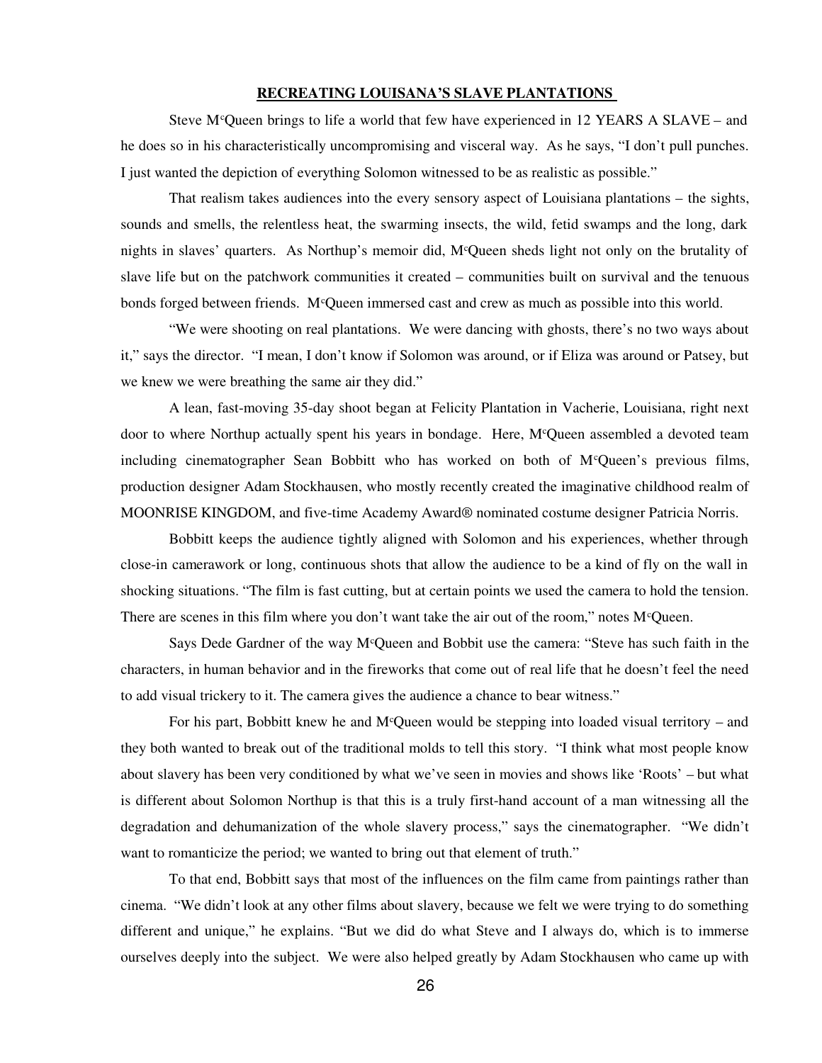**RECREATING LOUISANA'S SLAVE PLANTATIONS**

Steve McQueen brings to life a world that few have experienced in 12 YEARS A SLAVE – and he does so in his characteristically uncompromising and visceral way. As he says, "I don't pull punches. I just wanted the depiction of everything Solomon witnessed to be as realistic as possible."

That realism takes audiences into the every sensory aspect of Louisiana plantations – the sights, sounds and smells, the relentless heat, the swarming insects, the wild, fetid swamps and the long, dark nights in slaves' quarters. As Northup's memoir did, McQueen sheds light not only on the brutality of slave life but on the patchwork communities it created – communities built on survival and the tenuous bonds forged between friends. McQueen immersed cast and crew as much as possible into this world.

"We were shooting on real plantations. We were dancing with ghosts, there's no two ways about it," says the director. "I mean, I don't know if Solomon was around, or if Eliza was around or Patsey, but we knew we were breathing the same air they did."

A lean, fast-moving 35-day shoot began at Felicity Plantation in Vacherie, Louisiana, right next door to where Northup actually spent his years in bondage. Here, McQueen assembled a devoted team including cinematographer Sean Bobbitt who has worked on both of McQueen's previous films, production designer Adam Stockhausen, who mostly recently created the imaginative childhood realm of MOONRISE KINGDOM, and five-time Academy Award® nominated costume designer Patricia Norris.

Bobbitt keeps the audience tightly aligned with Solomon and his experiences, whether through close-in camerawork or long, continuous shots that allow the audience to be a kind of fly on the wall in shocking situations. "The film is fast cutting, but at certain points we used the camera to hold the tension. There are scenes in this film where you don't want take the air out of the room," notes McQueen.

Says Dede Gardner of the way McQueen and Bobbit use the camera: "Steve has such faith in the characters, in human behavior and in the fireworks that come out of real life that he doesn't feel the need to add visual trickery to it. The camera gives the audience a chance to bear witness."

For his part, Bobbitt knew he and McQueen would be stepping into loaded visual territory – and they both wanted to break out of the traditional molds to tell this story. "I think what most people know about slavery has been very conditioned by what we've seen in movies and shows like 'Roots' – but what is different about Solomon Northup is that this is a truly first-hand account of a man witnessing all the degradation and dehumanization of the whole slavery process," says the cinematographer. "We didn't want to romanticize the period; we wanted to bring out that element of truth."

To that end, Bobbitt says that most of the influences on the film came from paintings rather than cinema. "We didn't look at any other films about slavery, because we felt we were trying to do something different and unique," he explains. "But we did do what Steve and I always do, which is to immerse ourselves deeply into the subject. We were also helped greatly by Adam Stockhausen who came up with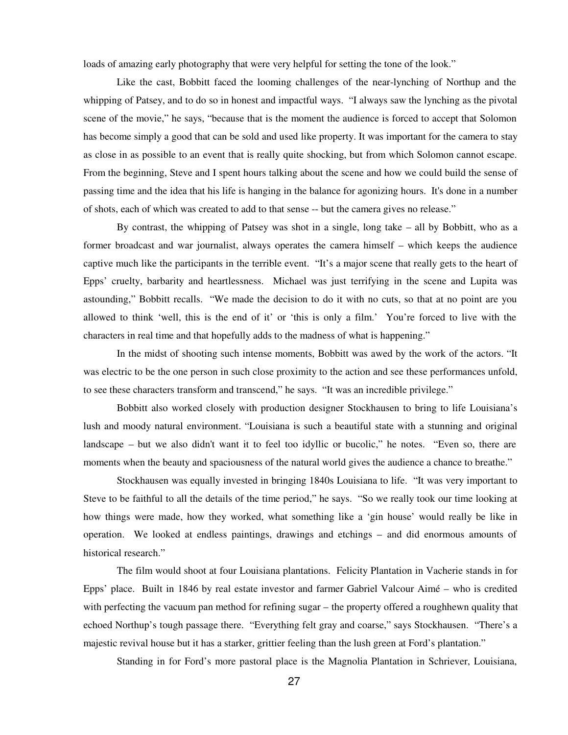loads of amazing early photography that were very helpful for setting the tone of the look."

Like the cast, Bobbitt faced the looming challenges of the near-lynching of Northup and the whipping of Patsey, and to do so in honest and impactful ways. "I always saw the lynching as the pivotal scene of the movie," he says, "because that is the moment the audience is forced to accept that Solomon has become simply a good that can be sold and used like property. It was important for the camera to stay as close in as possible to an event that is really quite shocking, but from which Solomon cannot escape. From the beginning, Steve and I spent hours talking about the scene and how we could build the sense of passing time and the idea that his life is hanging in the balance for agonizing hours. It's done in a number of shots, each of which was created to add to that sense -- but the camera gives no release."

By contrast, the whipping of Patsey was shot in a single, long take – all by Bobbitt, who as a former broadcast and war journalist, always operates the camera himself – which keeps the audience captive much like the participants in the terrible event. "It's a major scene that really gets to the heart of Epps' cruelty, barbarity and heartlessness. Michael was just terrifying in the scene and Lupita was astounding," Bobbitt recalls. "We made the decision to do it with no cuts, so that at no point are you allowed to think 'well, this is the end of it' or 'this is only a film.' You're forced to live with the characters in real time and that hopefully adds to the madness of what is happening."

In the midst of shooting such intense moments, Bobbitt was awed by the work of the actors. "It was electric to be the one person in such close proximity to the action and see these performances unfold, to see these characters transform and transcend," he says. "It was an incredible privilege."

Bobbitt also worked closely with production designer Stockhausen to bring to life Louisiana's lush and moody natural environment. "Louisiana is such a beautiful state with a stunning and original landscape – but we also didn't want it to feel too idyllic or bucolic," he notes. "Even so, there are moments when the beauty and spaciousness of the natural world gives the audience a chance to breathe."

Stockhausen was equally invested in bringing 1840s Louisiana to life. "It was very important to Steve to be faithful to all the details of the time period," he says. "So we really took our time looking at how things were made, how they worked, what something like a 'gin house' would really be like in operation. We looked at endless paintings, drawings and etchings – and did enormous amounts of historical research."

The film would shoot at four Louisiana plantations. Felicity Plantation in Vacherie stands in for Epps' place. Built in 1846 by real estate investor and farmer Gabriel Valcour Aimé – who is credited with perfecting the vacuum pan method for refining sugar – the property offered a roughhewn quality that echoed Northup's tough passage there. "Everything felt gray and coarse," says Stockhausen. "There's a majestic revival house but it has a starker, grittier feeling than the lush green at Ford's plantation."

Standing in for Ford's more pastoral place is the Magnolia Plantation in Schriever, Louisiana,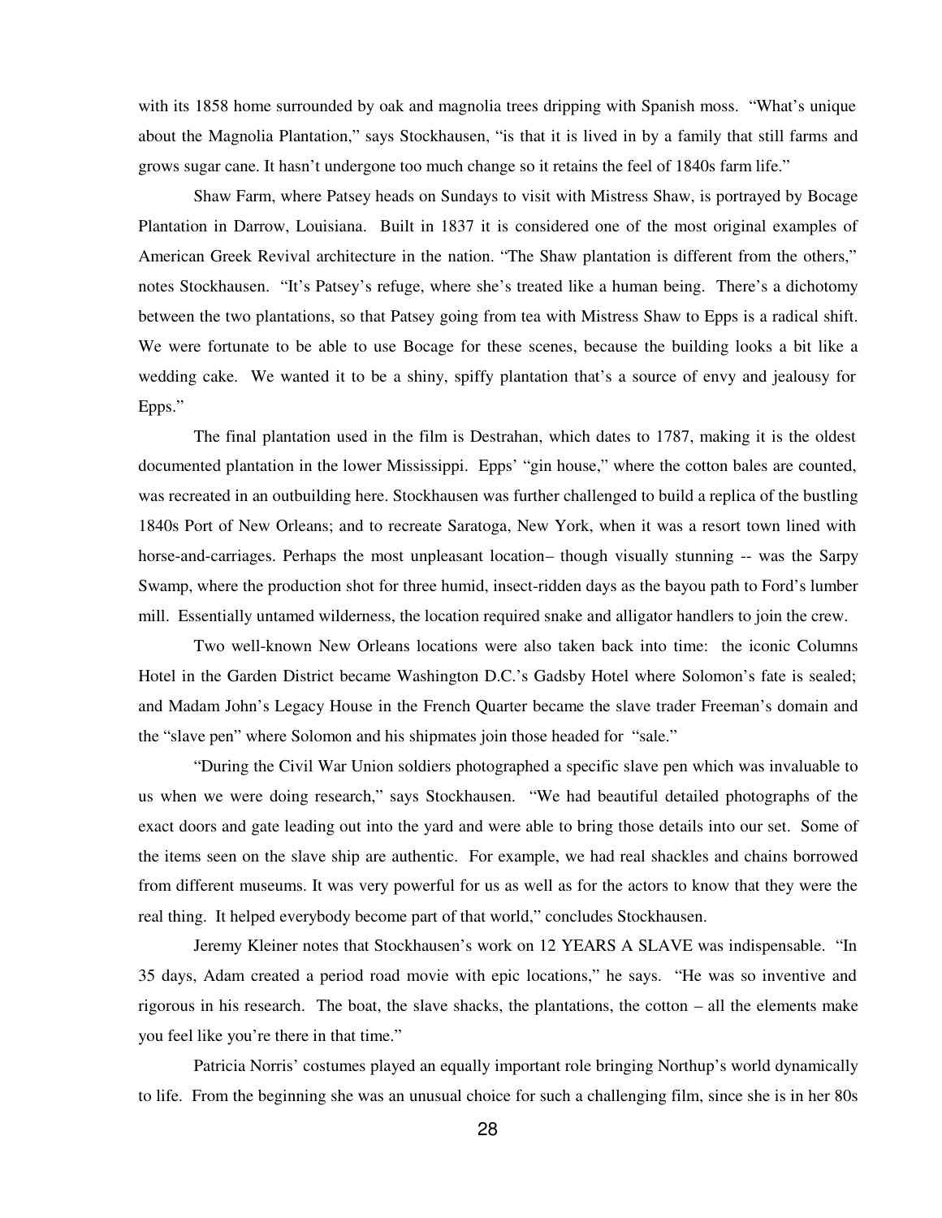with its 1858 home surrounded by oak and magnolia trees dripping with Spanish moss. "What's unique about the Magnolia Plantation," says Stockhausen, "is that it is lived in by a family that still farms and grows sugar cane. It hasn't undergone too much change so it retains the feel of 1840s farm life."

Shaw Farm, where Patsey heads on Sundays to visit with Mistress Shaw, is portrayed by Bocage Plantation in Darrow, Louisiana. Built in 1837 it is considered one of the most original examples of American Greek Revival architecture in the nation. "The Shaw plantation is different from the others," notes Stockhausen. "It's Patsey's refuge, where she's treated like a human being. There's a dichotomy between the two plantations, so that Patsey going from tea with Mistress Shaw to Epps is a radical shift. We were fortunate to be able to use Bocage for these scenes, because the building looks a bit like a wedding cake. We wanted it to be a shiny, spiffy plantation that's a source of envy and jealousy for Epps."

The final plantation used in the film is Destrahan, which dates to 1787, making it is the oldest documented plantation in the lower Mississippi. Epps' "gin house," where the cotton bales are counted, was recreated in an outbuilding here. Stockhausen was further challenged to build a replica of the bustling 1840s Port of New Orleans; and to recreate Saratoga, New York, when it was a resort town lined with horse-and-carriages. Perhaps the most unpleasant location– though visually stunning -- was the Sarpy Swamp, where the production shot for three humid, insect-ridden days as the bayou path to Ford's lumber mill. Essentially untamed wilderness, the location required snake and alligator handlers to join the crew.

Two well-known New Orleans locations were also taken back into time: the iconic Columns Hotel in the Garden District became Washington D.C.'s Gadsby Hotel where Solomon's fate is sealed; and Madam John's Legacy House in the French Quarter became the slave trader Freeman's domain and the "slave pen" where Solomon and his shipmates join those headed for "sale."

"During the Civil War Union soldiers photographed a specific slave pen which was invaluable to us when we were doing research," says Stockhausen. "We had beautiful detailed photographs of the exact doors and gate leading out into the yard and were able to bring those details into our set. Some of the items seen on the slave ship are authentic. For example, we had real shackles and chains borrowed from different museums. It was very powerful for us as well as for the actors to know that they were the real thing. It helped everybody become part of that world," concludes Stockhausen.

Jeremy Kleiner notes that Stockhausen's work on 12 YEARS A SLAVE was indispensable. "In 35 days, Adam created a period road movie with epic locations," he says. "He was so inventive and rigorous in his research. The boat, the slave shacks, the plantations, the cotton – all the elements make you feel like you're there in that time."

Patricia Norris' costumes played an equally important role bringing Northup's world dynamically to life. From the beginning she was an unusual choice for such a challenging film, since she is in her 80s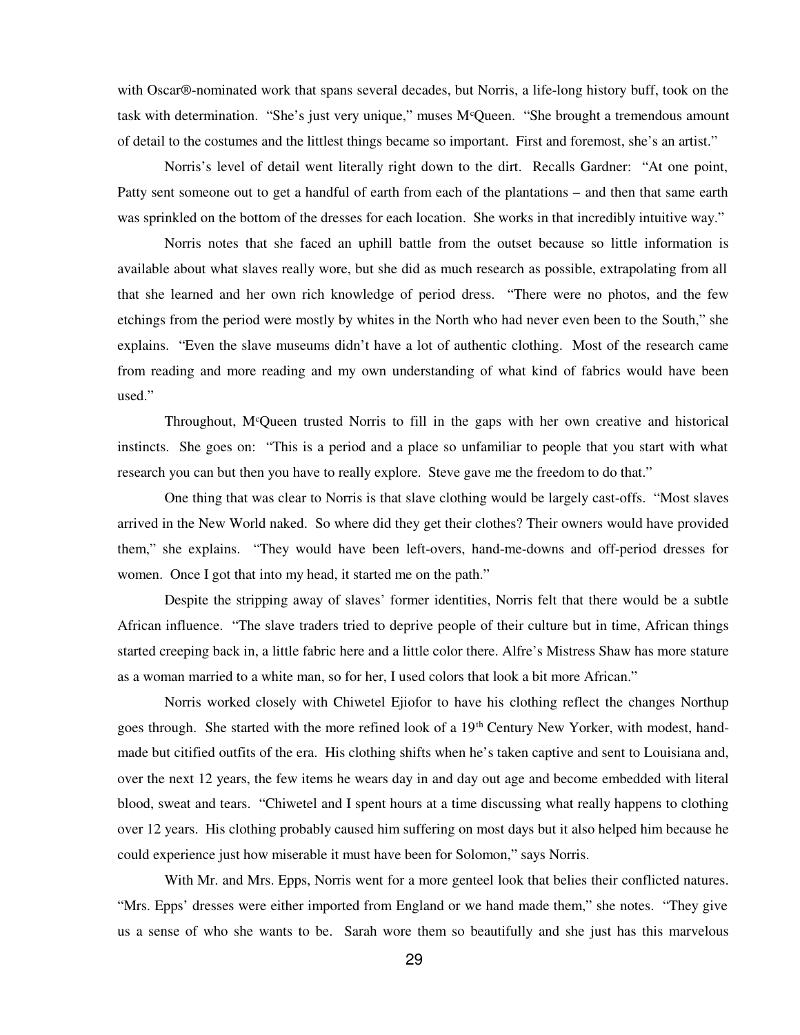with Oscar®-nominated work that spans several decades, but Norris, a life-long history buff, took on the task with determination. "She's just very unique," muses McQueen. "She brought a tremendous amount of detail to the costumes and the littlest things became so important. First and foremost, she's an artist."

Norris's level of detail went literally right down to the dirt. Recalls Gardner: "At one point, Patty sent someone out to get a handful of earth from each of the plantations – and then that same earth was sprinkled on the bottom of the dresses for each location. She works in that incredibly intuitive way."

Norris notes that she faced an uphill battle from the outset because so little information is available about what slaves really wore, but she did as much research as possible, extrapolating from all that she learned and her own rich knowledge of period dress. "There were no photos, and the few etchings from the period were mostly by whites in the North who had never even been to the South," she explains. "Even the slave museums didn't have a lot of authentic clothing. Most of the research came from reading and more reading and my own understanding of what kind of fabrics would have been used."

Throughout, McQueen trusted Norris to fill in the gaps with her own creative and historical instincts. She goes on: "This is a period and a place so unfamiliar to people that you start with what research you can but then you have to really explore. Steve gave me the freedom to do that."

One thing that was clear to Norris is that slave clothing would be largely cast-offs. "Most slaves arrived in the New World naked. So where did they get their clothes? Their owners would have provided them," she explains. "They would have been left-overs, hand-me-downs and off-period dresses for women. Once I got that into my head, it started me on the path."

Despite the stripping away of slaves' former identities, Norris felt that there would be a subtle African influence. "The slave traders tried to deprive people of their culture but in time, African things started creeping back in, a little fabric here and a little color there. Alfre's Mistress Shaw has more stature as a woman married to a white man, so for her, I used colors that look a bit more African."

Norris worked closely with Chiwetel Ejiofor to have his clothing reflect the changes Northup goes through. She started with the more refined look of a 19th Century New Yorker, with modest, hand-made but citified outfits of the era. His clothing shifts when he's taken captive and sent to Louisiana and, over the next 12 years, the few items he wears day in and day out age and become embedded with literal blood, sweat and tears. "Chiwetel and I spent hours at a time discussing what really happens to clothing over 12 years. His clothing probably caused him suffering on most days but it also helped him because he could experience just how miserable it must have been for Solomon," says Norris.

With Mr. and Mrs. Epps, Norris went for a more genteel look that belies their conflicted natures. "Mrs. Epps' dresses were either imported from England or we hand made them," she notes. "They give us a sense of who she wants to be. Sarah wore them so beautifully and she just has this marvelous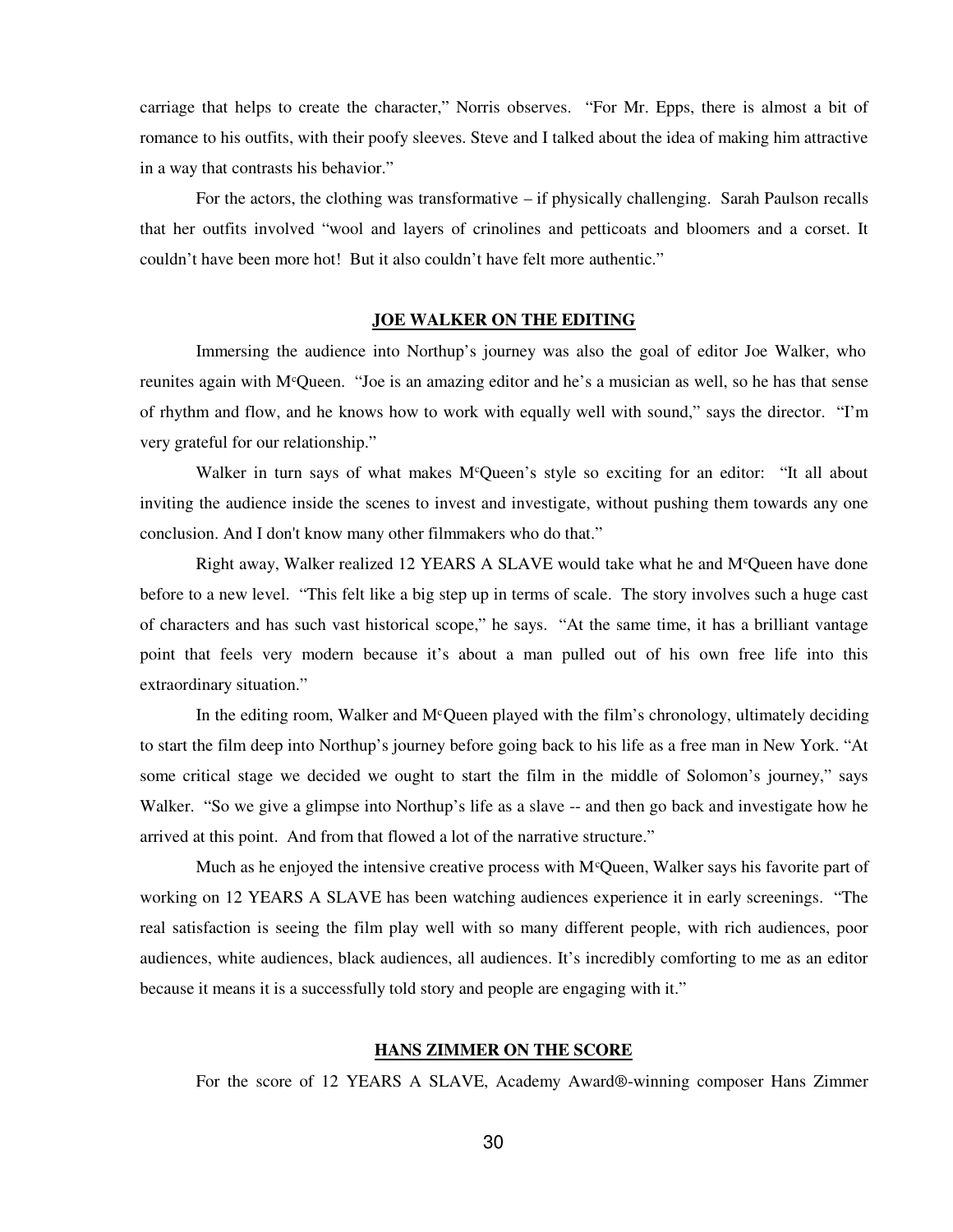carriage that helps to create the character," Norris observes. "For Mr. Epps, there is almost a bit of romance to his outfits, with their poofy sleeves. Steve and I talked about the idea of making him attractive in a way that contrasts his behavior."

For the actors, the clothing was transformative – if physically challenging. Sarah Paulson recalls that her outfits involved "wool and layers of crinolines and petticoats and bloomers and a corset. It couldn't have been more hot! But it also couldn't have felt more authentic."

## JOE WALKER ON THE EDITING

Immersing the audience into Northup's journey was also the goal of editor Joe Walker, who reunites again with McQueen. "Joe is an amazing editor and he's a musician as well, so he has that sense of rhythm and flow, and he knows how to work with equally well with sound," says the director. "I'm very grateful for our relationship."

Walker in turn says of what makes McQueen's style so exciting for an editor: "It all about inviting the audience inside the scenes to invest and investigate, without pushing them towards any one conclusion. And I don't know many other filmmakers who do that."

Right away, Walker realized 12 YEARS A SLAVE would take what he and McQueen have done before to a new level. "This felt like a big step up in terms of scale. The story involves such a huge cast of characters and has such vast historical scope," he says. "At the same time, it has a brilliant vantage point that feels very modern because it's about a man pulled out of his own free life into this extraordinary situation."

In the editing room, Walker and McQueen played with the film's chronology, ultimately deciding to start the film deep into Northup's journey before going back to his life as a free man in New York. "At some critical stage we decided we ought to start the film in the middle of Solomon's journey," says Walker. "So we give a glimpse into Northup's life as a slave -- and then go back and investigate how he arrived at this point. And from that flowed a lot of the narrative structure."

Much as he enjoyed the intensive creative process with McQueen, Walker says his favorite part of working on 12 YEARS A SLAVE has been watching audiences experience it in early screenings. "The real satisfaction is seeing the film play well with so many different people, with rich audiences, poor audiences, white audiences, black audiences, all audiences. It's incredibly comforting to me as an editor because it means it is a successfully told story and people are engaging with it."

## HANS ZIMMER ON THE SCORE

For the score of 12 YEARS A SLAVE, Academy Award®-winning composer Hans Zimmer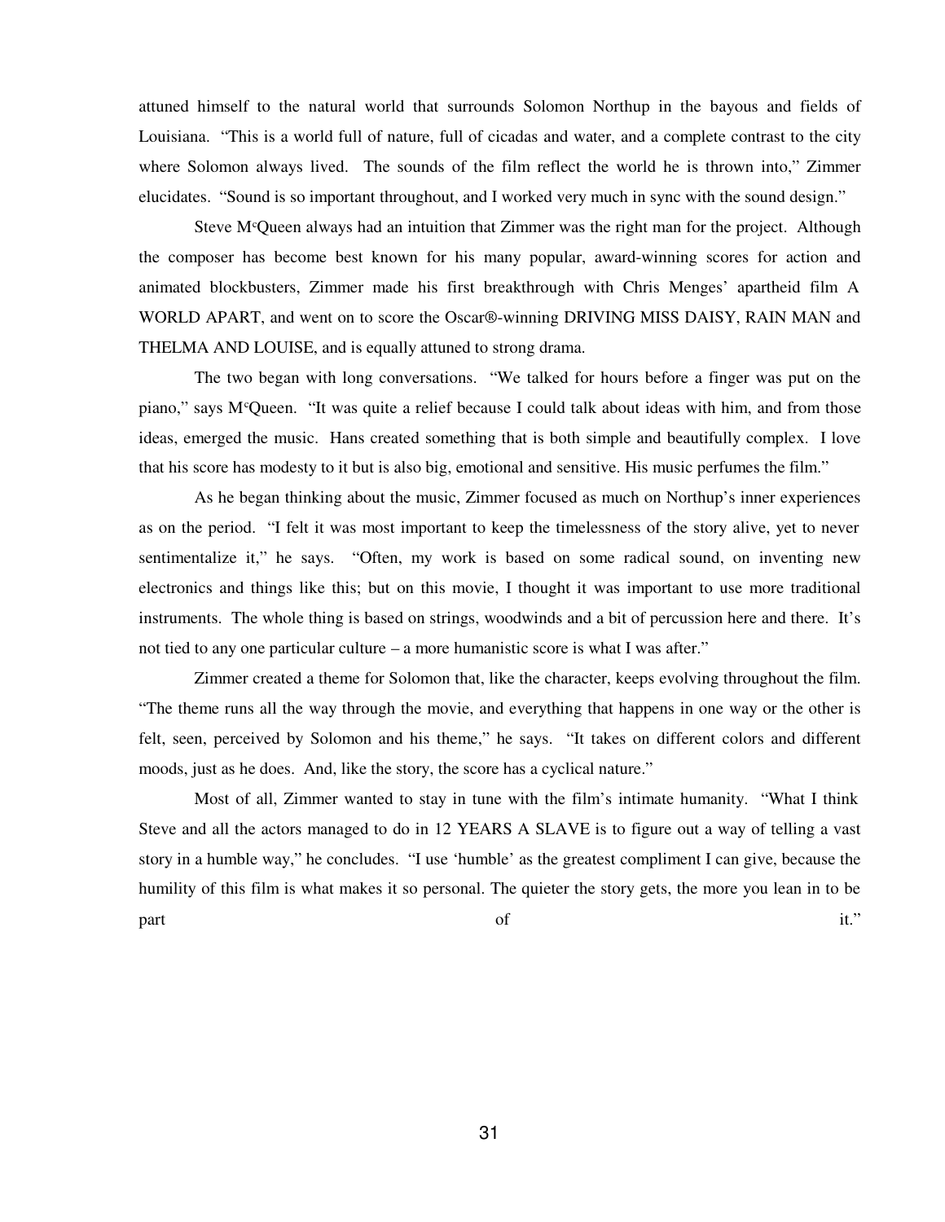attuned himself to the natural world that surrounds Solomon Northup in the bayous and fields of Louisiana. "This is a world full of nature, full of cicadas and water, and a complete contrast to the city where Solomon always lived. The sounds of the film reflect the world he is thrown into," Zimmer elucidates. "Sound is so important throughout, and I worked very much in sync with the sound design."

Steve McQueen always had an intuition that Zimmer was the right man for the project. Although the composer has become best known for his many popular, award-winning scores for action and animated blockbusters, Zimmer made his first breakthrough with Chris Menges' apartheid film A WORLD APART, and went on to score the Oscar®-winning DRIVING MISS DAISY, RAIN MAN and THELMA AND LOUISE, and is equally attuned to strong drama.

The two began with long conversations. "We talked for hours before a finger was put on the piano," says McQueen. "It was quite a relief because I could talk about ideas with him, and from those ideas, emerged the music. Hans created something that is both simple and beautifully complex. I love that his score has modesty to it but is also big, emotional and sensitive. His music perfumes the film."

As he began thinking about the music, Zimmer focused as much on Northup's inner experiences as on the period. "I felt it was most important to keep the timelessness of the story alive, yet to never sentimentalize it," he says. "Often, my work is based on some radical sound, on inventing new electronics and things like this; but on this movie, I thought it was important to use more traditional instruments. The whole thing is based on strings, woodwinds and a bit of percussion here and there. It's not tied to any one particular culture – a more humanistic score is what I was after."

Zimmer created a theme for Solomon that, like the character, keeps evolving throughout the film. "The theme runs all the way through the movie, and everything that happens in one way or the other is felt, seen, perceived by Solomon and his theme," he says. "It takes on different colors and different moods, just as he does. And, like the story, the score has a cyclical nature."

Most of all, Zimmer wanted to stay in tune with the film's intimate humanity. "What I think Steve and all the actors managed to do in 12 YEARS A SLAVE is to figure out a way of telling a vast story in a humble way," he concludes. "I use 'humble' as the greatest compliment I can give, because the humility of this film is what makes it so personal. The quieter the story gets, the more you lean in to be part of it."